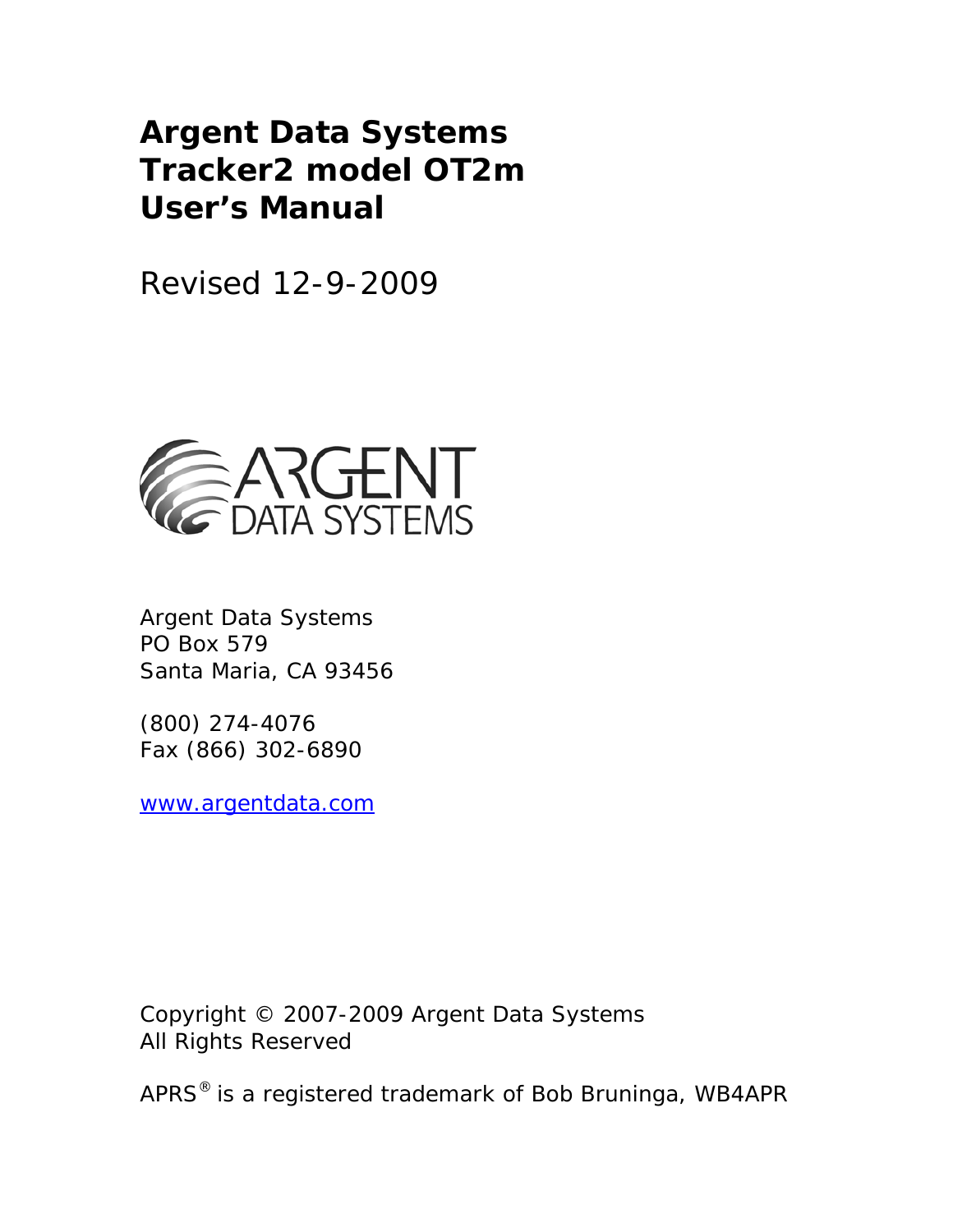# Argent Data Systems
# Tracker2 model OT2m
# User's Manual

Revised 12-9-2009

Argent Data Systems
PO Box 579
Santa Maria, CA 93456

(800) 274-4076
Fax (866) 302-6890

www.argentdata.com

Copyright © 2007-2009 Argent Data Systems
All Rights Reserved

APRS® is a registered trademark of Bob Bruninga, WB4APR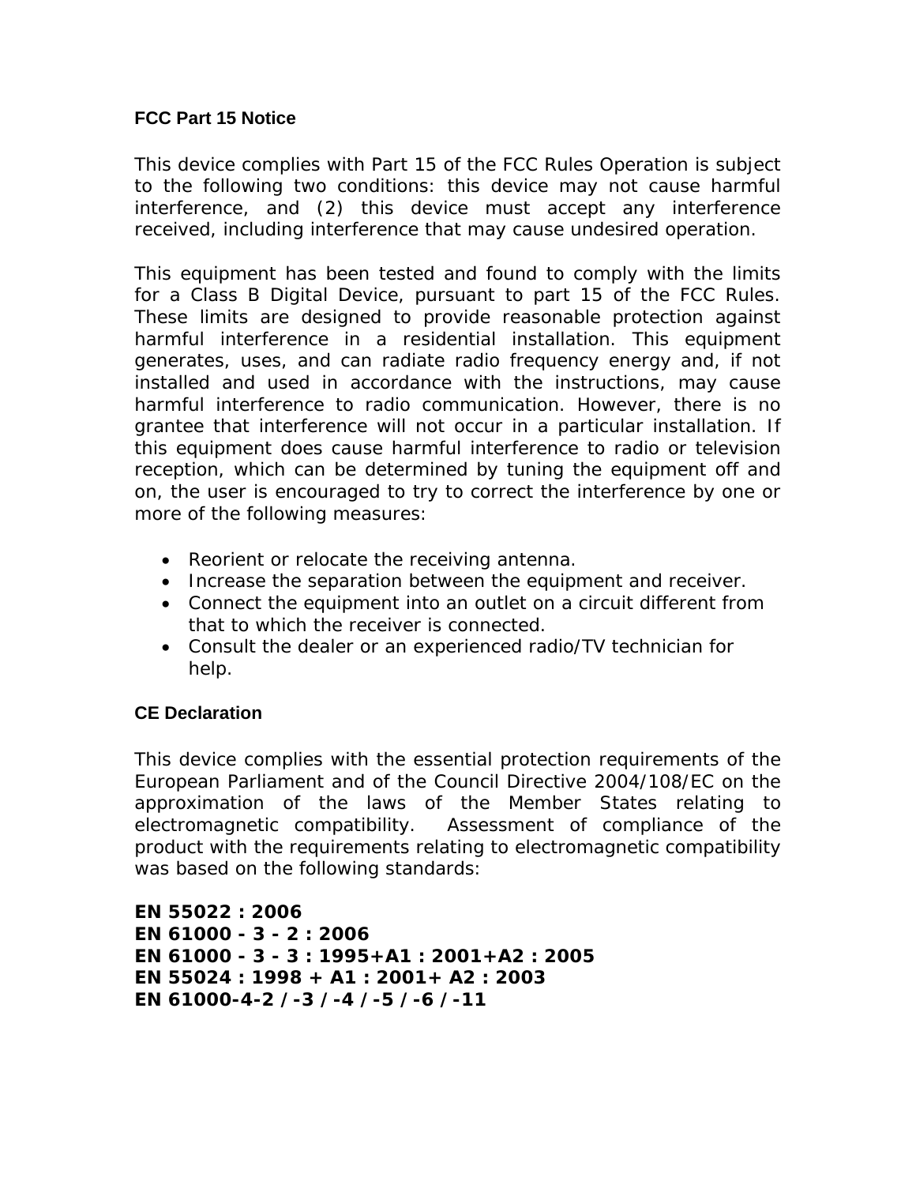## FCC Part 15 Notice

This device complies with Part 15 of the FCC Rules Operation is subject to the following two conditions: this device may not cause harmful interference, and (2) this device must accept any interference received, including interference that may cause undesired operation.

This equipment has been tested and found to comply with the limits for a Class B Digital Device, pursuant to part 15 of the FCC Rules. These limits are designed to provide reasonable protection against harmful interference in a residential installation. This equipment generates, uses, and can radiate radio frequency energy and, if not installed and used in accordance with the instructions, may cause harmful interference to radio communication. However, there is no grantee that interference will not occur in a particular installation. If this equipment does cause harmful interference to radio or television reception, which can be determined by tuning the equipment off and on, the user is encouraged to try to correct the interference by one or more of the following measures:

- Reorient or relocate the receiving antenna.
- Increase the separation between the equipment and receiver.
- Connect the equipment into an outlet on a circuit different from that to which the receiver is connected.
- Consult the dealer or an experienced radio/TV technician for help.

## CE Declaration

This device complies with the essential protection requirements of the European Parliament and of the Council Directive 2004/108/EC on the approximation of the laws of the Member States relating to electromagnetic compatibility. Assessment of compliance of the product with the requirements relating to electromagnetic compatibility was based on the following standards:

**EN 55022 : 2006**
**EN 61000 - 3 - 2 : 2006**
**EN 61000 - 3 - 3 : 1995+A1 : 2001+A2 : 2005**
**EN 55024 : 1998 + A1 : 2001+ A2 : 2003**
**EN 61000-4-2 / -3 / -4 / -5 / -6 / -11**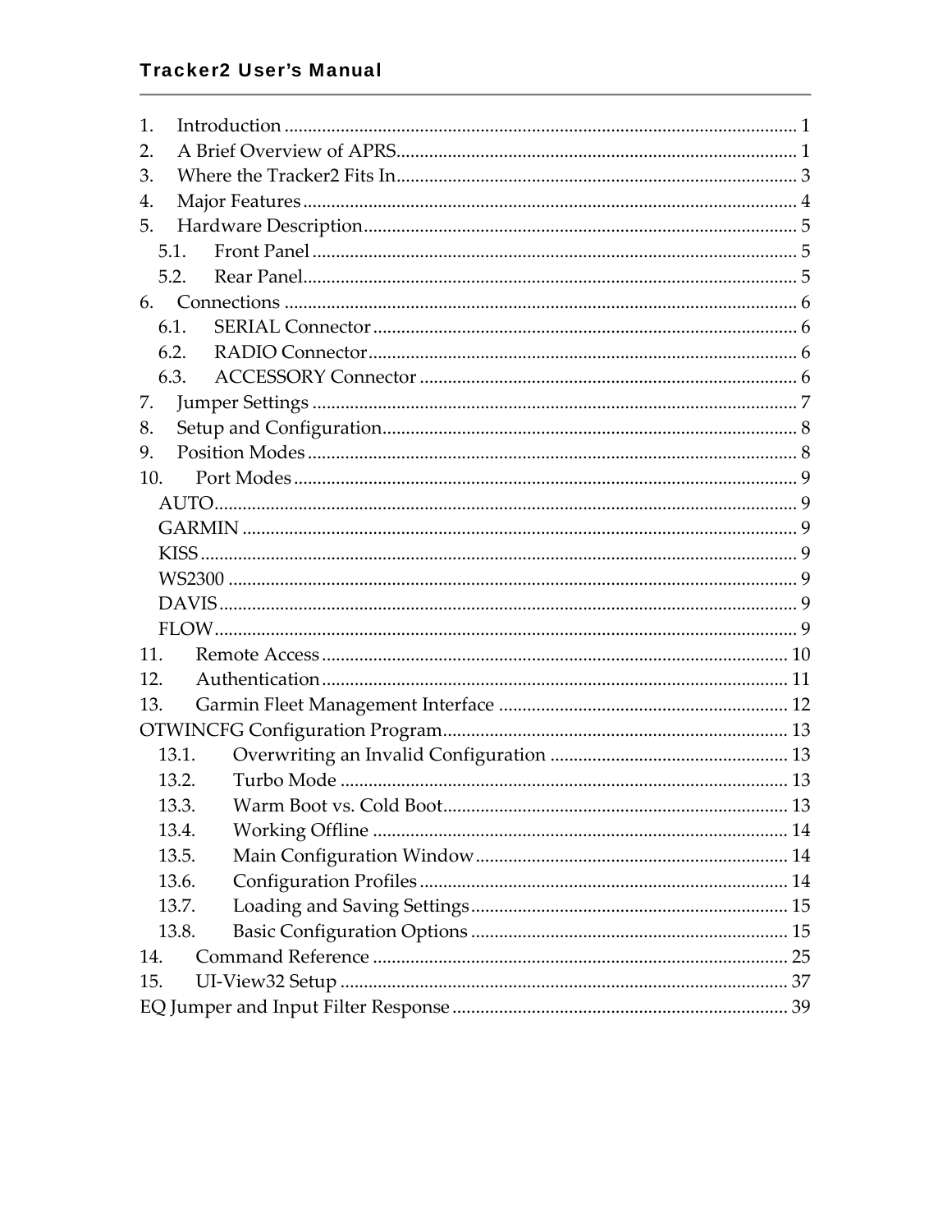1. Introduction ............................................................................................................ 1
2. A Brief Overview of APRS..................................................................................... 1
3. Where the Tracker2 Fits In...................................................................................... 3
4. Major Features .......................................................................................................... 4
5. Hardware Description............................................................................................. 5
   - 5.1. Front Panel ....................................................................................................... 5
   - 5.2. Rear Panel.......................................................................................................... 5
6. Connections .............................................................................................................. 6
   - 6.1. SERIAL Connector ........................................................................................... 6
   - 6.2. RADIO Connector............................................................................................ 6
   - 6.3. ACCESSORY Connector ................................................................................. 6
7. Jumper Settings ........................................................................................................ 7
8. Setup and Configuration......................................................................................... 8
9. Position Modes ......................................................................................................... 8
10. Port Modes ............................................................................................................ 9
    - AUTO............................................................................................................ 9
    - GARMIN ....................................................................................................... 9
    - KISS ................................................................................................................ 9
    - WS2300 .......................................................................................................... 9
    - DAVIS............................................................................................................ 9
    - FLOW............................................................................................................. 9
11. Remote Access ...................................................................................................... 10
12. Authentication...................................................................................................... 11
13. Garmin Fleet Management Interface ................................................................ 12

OTWINCFG Configuration Program........................................................................... 13
   - 13.1. Overwriting an Invalid Configuration ..................................................... 13
   - 13.2. Turbo Mode .................................................................................................. 13
   - 13.3. Warm Boot vs. Cold Boot............................................................................ 13
   - 13.4. Working Offline .......................................................................................... 14
   - 13.5. Main Configuration Window..................................................................... 14
   - 13.6. Configuration Profiles ................................................................................ 14
   - 13.7. Loading and Saving Settings...................................................................... 15
   - 13.8. Basic Configuration Options ...................................................................... 15

14. Command Reference ........................................................................................... 25
15. UI-View32 Setup .................................................................................................. 37

EQ Jumper and Input Filter Response ......................................................................... 39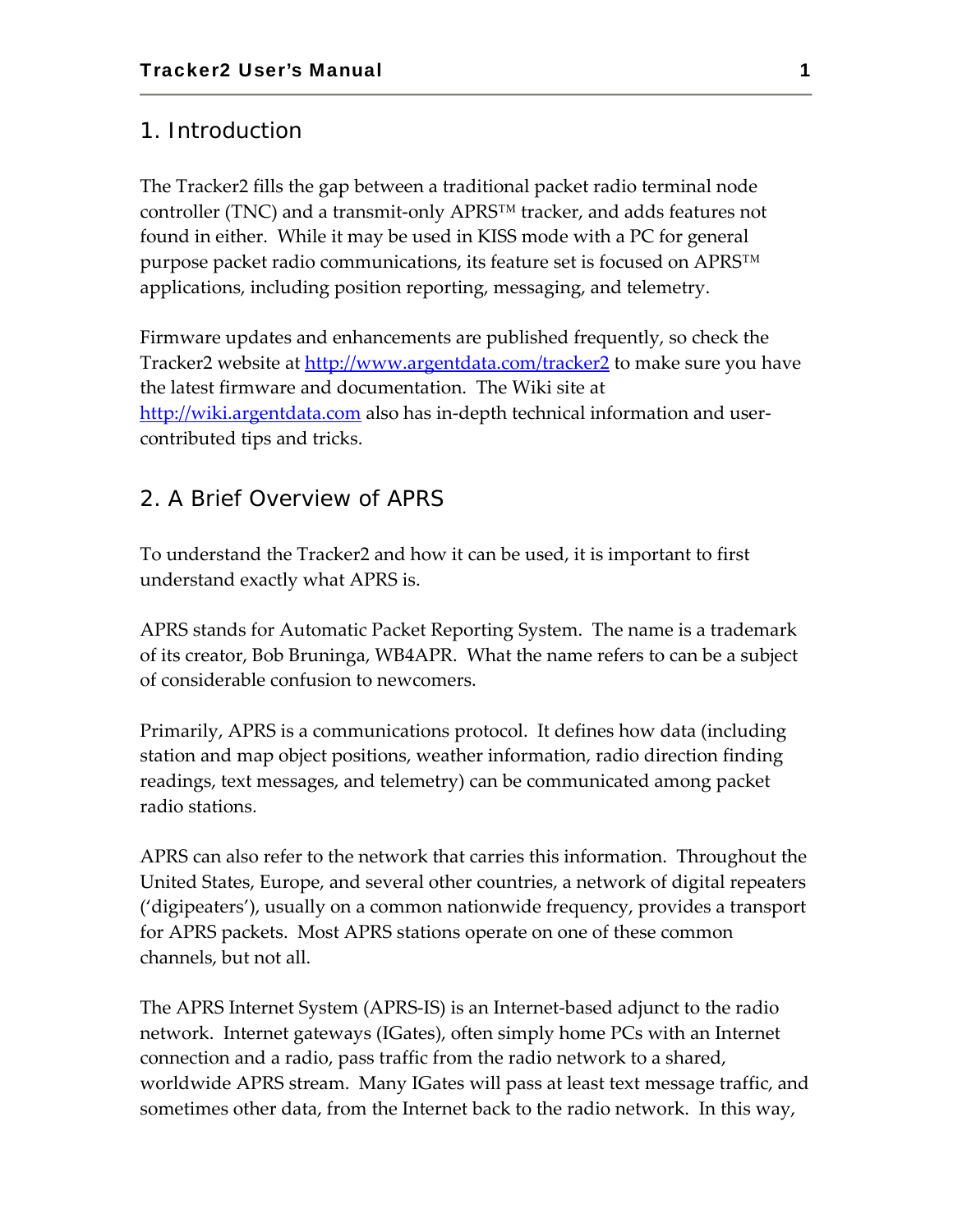# 1. Introduction

The Tracker2 fills the gap between a traditional packet radio terminal node controller (TNC) and a transmit-only APRS™ tracker, and adds features not found in either. While it may be used in KISS mode with a PC for general purpose packet radio communications, its feature set is focused on APRS™ applications, including position reporting, messaging, and telemetry.

Firmware updates and enhancements are published frequently, so check the Tracker2 website at [http://www.argentdata.com/tracker2](http://www.argentdata.com/tracker2) to make sure you have the latest firmware and documentation. The Wiki site at [http://wiki.argentdata.com](http://wiki.argentdata.com) also has in-depth technical information and user-contributed tips and tricks.

# 2. A Brief Overview of APRS

To understand the Tracker2 and how it can be used, it is important to first understand exactly what APRS is.

APRS stands for Automatic Packet Reporting System. The name is a trademark of its creator, Bob Bruninga, WB4APR. What the name refers to can be a subject of considerable confusion to newcomers.

Primarily, APRS is a communications protocol. It defines how data (including station and map object positions, weather information, radio direction finding readings, text messages, and telemetry) can be communicated among packet radio stations.

APRS can also refer to the network that carries this information. Throughout the United States, Europe, and several other countries, a network of digital repeaters ('digipeaters'), usually on a common nationwide frequency, provides a transport for APRS packets. Most APRS stations operate on one of these common channels, but not all.

The APRS Internet System (APRS-IS) is an Internet-based adjunct to the radio network. Internet gateways (IGates), often simply home PCs with an Internet connection and a radio, pass traffic from the radio network to a shared, worldwide APRS stream. Many IGates will pass at least text message traffic, and sometimes other data, from the Internet back to the radio network. In this way,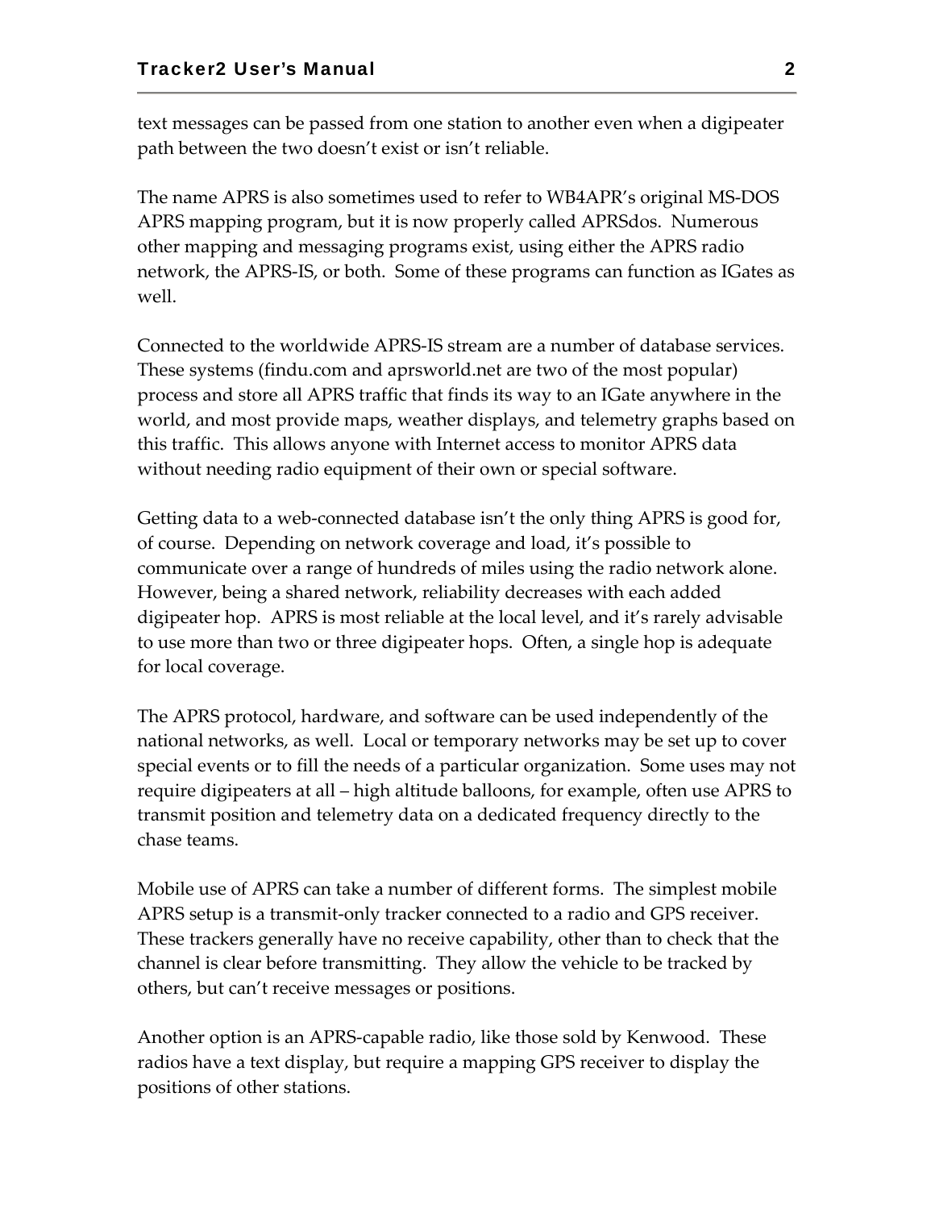text messages can be passed from one station to another even when a digipeater path between the two doesn't exist or isn't reliable.

The name APRS is also sometimes used to refer to WB4APR's original MS-DOS APRS mapping program, but it is now properly called APRSdos. Numerous other mapping and messaging programs exist, using either the APRS radio network, the APRS-IS, or both. Some of these programs can function as IGates as well.

Connected to the worldwide APRS-IS stream are a number of database services. These systems (findu.com and aprsworld.net are two of the most popular) process and store all APRS traffic that finds its way to an IGate anywhere in the world, and most provide maps, weather displays, and telemetry graphs based on this traffic. This allows anyone with Internet access to monitor APRS data without needing radio equipment of their own or special software.

Getting data to a web-connected database isn't the only thing APRS is good for, of course. Depending on network coverage and load, it's possible to communicate over a range of hundreds of miles using the radio network alone. However, being a shared network, reliability decreases with each added digipeater hop. APRS is most reliable at the local level, and it's rarely advisable to use more than two or three digipeater hops. Often, a single hop is adequate for local coverage.

The APRS protocol, hardware, and software can be used independently of the national networks, as well. Local or temporary networks may be set up to cover special events or to fill the needs of a particular organization. Some uses may not require digipeaters at all – high altitude balloons, for example, often use APRS to transmit position and telemetry data on a dedicated frequency directly to the chase teams.

Mobile use of APRS can take a number of different forms. The simplest mobile APRS setup is a transmit-only tracker connected to a radio and GPS receiver. These trackers generally have no receive capability, other than to check that the channel is clear before transmitting. They allow the vehicle to be tracked by others, but can't receive messages or positions.

Another option is an APRS-capable radio, like those sold by Kenwood. These radios have a text display, but require a mapping GPS receiver to display the positions of other stations.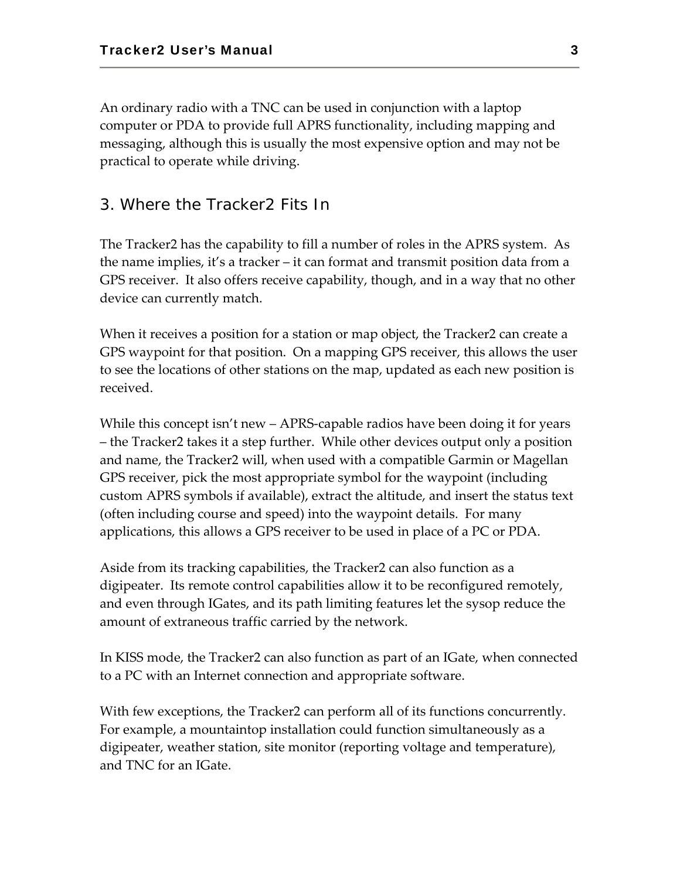An ordinary radio with a TNC can be used in conjunction with a laptop computer or PDA to provide full APRS functionality, including mapping and messaging, although this is usually the most expensive option and may not be practical to operate while driving.

## 3. Where the Tracker2 Fits In

The Tracker2 has the capability to fill a number of roles in the APRS system. As the name implies, it's a tracker – it can format and transmit position data from a GPS receiver. It also offers receive capability, though, and in a way that no other device can currently match.

When it receives a position for a station or map object, the Tracker2 can create a GPS waypoint for that position. On a mapping GPS receiver, this allows the user to see the locations of other stations on the map, updated as each new position is received.

While this concept isn't new – APRS-capable radios have been doing it for years – the Tracker2 takes it a step further. While other devices output only a position and name, the Tracker2 will, when used with a compatible Garmin or Magellan GPS receiver, pick the most appropriate symbol for the waypoint (including custom APRS symbols if available), extract the altitude, and insert the status text (often including course and speed) into the waypoint details. For many applications, this allows a GPS receiver to be used in place of a PC or PDA.

Aside from its tracking capabilities, the Tracker2 can also function as a digipeater. Its remote control capabilities allow it to be reconfigured remotely, and even through IGates, and its path limiting features let the sysop reduce the amount of extraneous traffic carried by the network.

In KISS mode, the Tracker2 can also function as part of an IGate, when connected to a PC with an Internet connection and appropriate software.

With few exceptions, the Tracker2 can perform all of its functions concurrently. For example, a mountaintop installation could function simultaneously as a digipeater, weather station, site monitor (reporting voltage and temperature), and TNC for an IGate.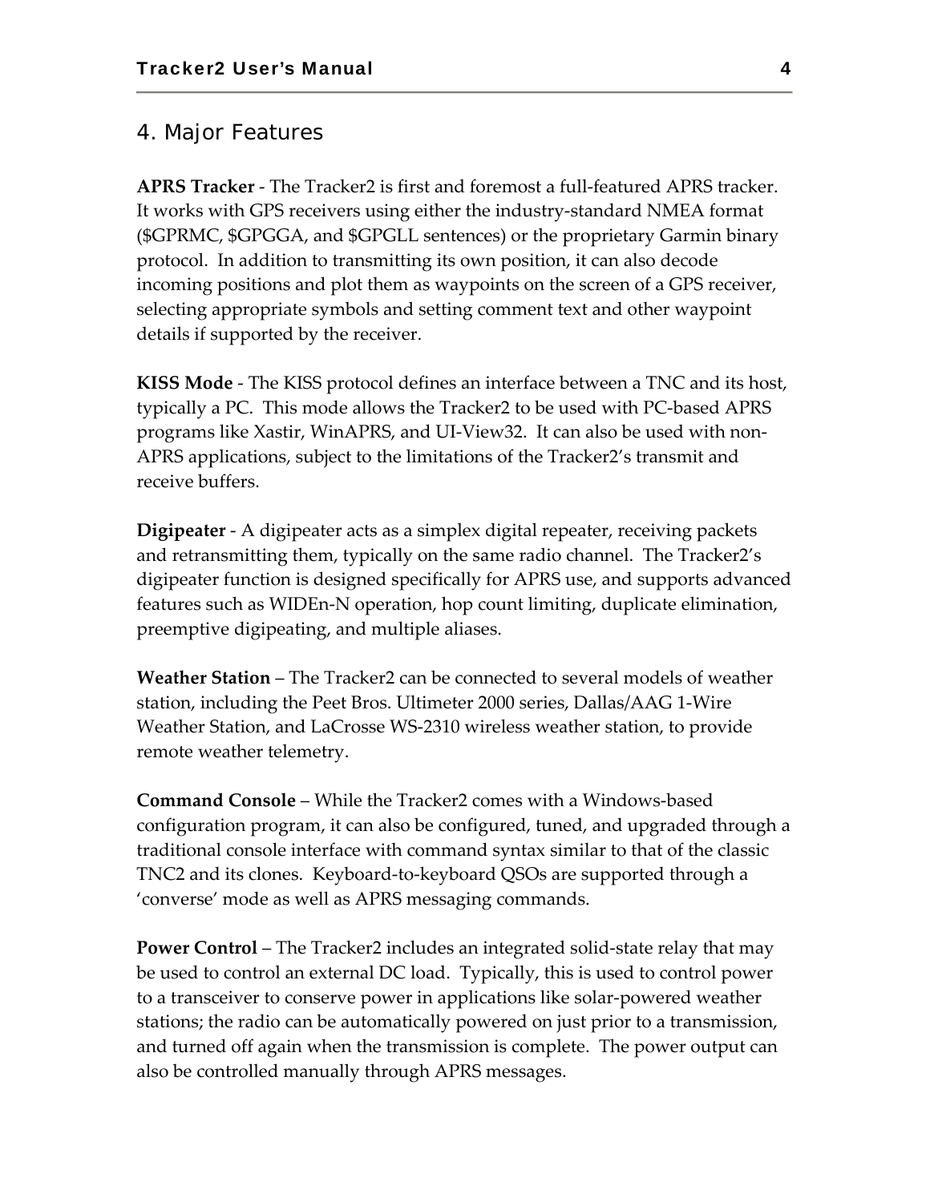# 4. Major Features

**APRS Tracker** - The Tracker2 is first and foremost a full-featured APRS tracker. It works with GPS receivers using either the industry-standard NMEA format ($GPRMC, $GPGGA, and $GPGLL sentences) or the proprietary Garmin binary protocol. In addition to transmitting its own position, it can also decode incoming positions and plot them as waypoints on the screen of a GPS receiver, selecting appropriate symbols and setting comment text and other waypoint details if supported by the receiver.

**KISS Mode** - The KISS protocol defines an interface between a TNC and its host, typically a PC. This mode allows the Tracker2 to be used with PC-based APRS programs like Xastir, WinAPRS, and UI-View32. It can also be used with non-APRS applications, subject to the limitations of the Tracker2's transmit and receive buffers.

**Digipeater** - A digipeater acts as a simplex digital repeater, receiving packets and retransmitting them, typically on the same radio channel. The Tracker2's digipeater function is designed specifically for APRS use, and supports advanced features such as WIDEn-N operation, hop count limiting, duplicate elimination, preemptive digipeating, and multiple aliases.

**Weather Station** – The Tracker2 can be connected to several models of weather station, including the Peet Bros. Ultimeter 2000 series, Dallas/AAG 1-Wire Weather Station, and LaCrosse WS-2310 wireless weather station, to provide remote weather telemetry.

**Command Console** – While the Tracker2 comes with a Windows-based configuration program, it can also be configured, tuned, and upgraded through a traditional console interface with command syntax similar to that of the classic TNC2 and its clones. Keyboard-to-keyboard QSOs are supported through a 'converse' mode as well as APRS messaging commands.

**Power Control** – The Tracker2 includes an integrated solid-state relay that may be used to control an external DC load. Typically, this is used to control power to a transceiver to conserve power in applications like solar-powered weather stations; the radio can be automatically powered on just prior to a transmission, and turned off again when the transmission is complete. The power output can also be controlled manually through APRS messages.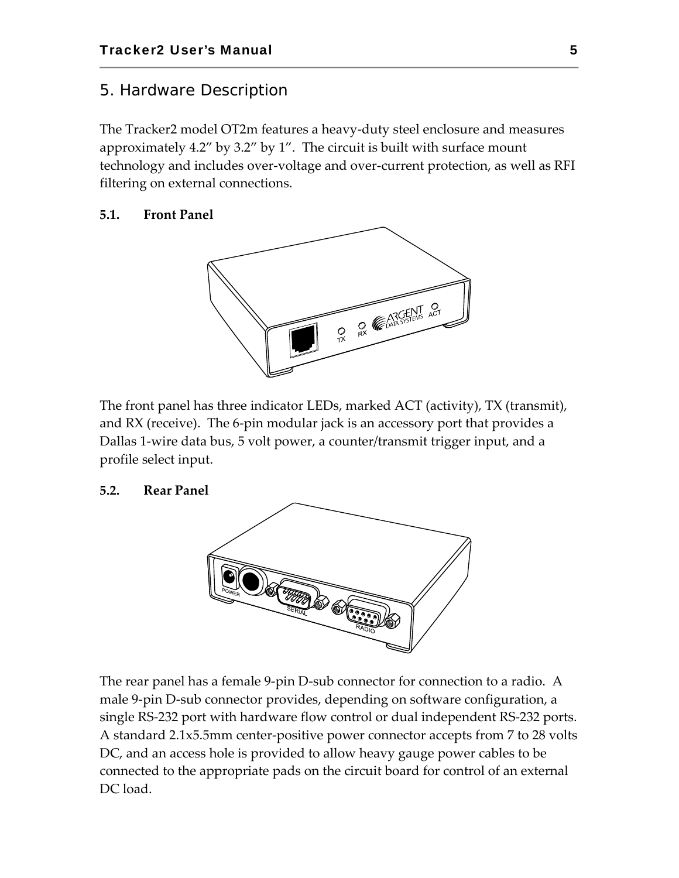# 5. Hardware Description

The Tracker2 model OT2m features a heavy-duty steel enclosure and measures approximately 4.2” by 3.2” by 1”. The circuit is built with surface mount technology and includes over-voltage and over-current protection, as well as RFI filtering on external connections.

## 5.1. Front Panel

The front panel has three indicator LEDs, marked ACT (activity), TX (transmit), and RX (receive). The 6-pin modular jack is an accessory port that provides a Dallas 1-wire data bus, 5 volt power, a counter/transmit trigger input, and a profile select input.

## 5.2. Rear Panel

The rear panel has a female 9-pin D-sub connector for connection to a radio. A male 9-pin D-sub connector provides, depending on software configuration, a single RS-232 port with hardware flow control or dual independent RS-232 ports. A standard 2.1x5.5mm center-positive power connector accepts from 7 to 28 volts DC, and an access hole is provided to allow heavy gauge power cables to be connected to the appropriate pads on the circuit board for control of an external DC load.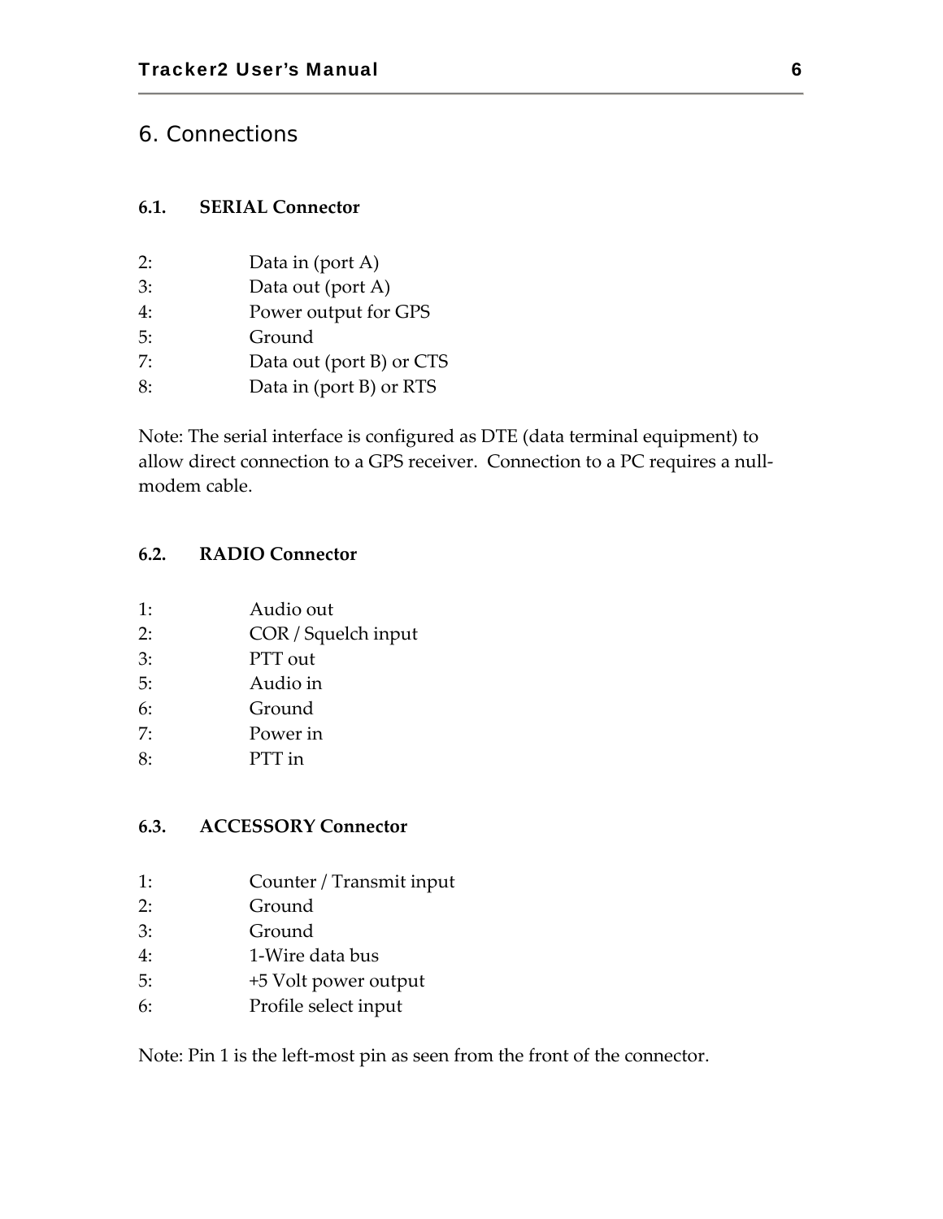# 6. Connections

## 6.1. SERIAL Connector

2: Data in (port A)
3: Data out (port A)
4: Power output for GPS
5: Ground
7: Data out (port B) or CTS
8: Data in (port B) or RTS

Note: The serial interface is configured as DTE (data terminal equipment) to allow direct connection to a GPS receiver. Connection to a PC requires a null-modem cable.

## 6.2. RADIO Connector

1: Audio out
2: COR / Squelch input
3: PTT out
5: Audio in
6: Ground
7: Power in
8: PTT in

## 6.3. ACCESSORY Connector

1: Counter / Transmit input
2: Ground
3: Ground
4: 1-Wire data bus
5: +5 Volt power output
6: Profile select input

Note: Pin 1 is the left-most pin as seen from the front of the connector.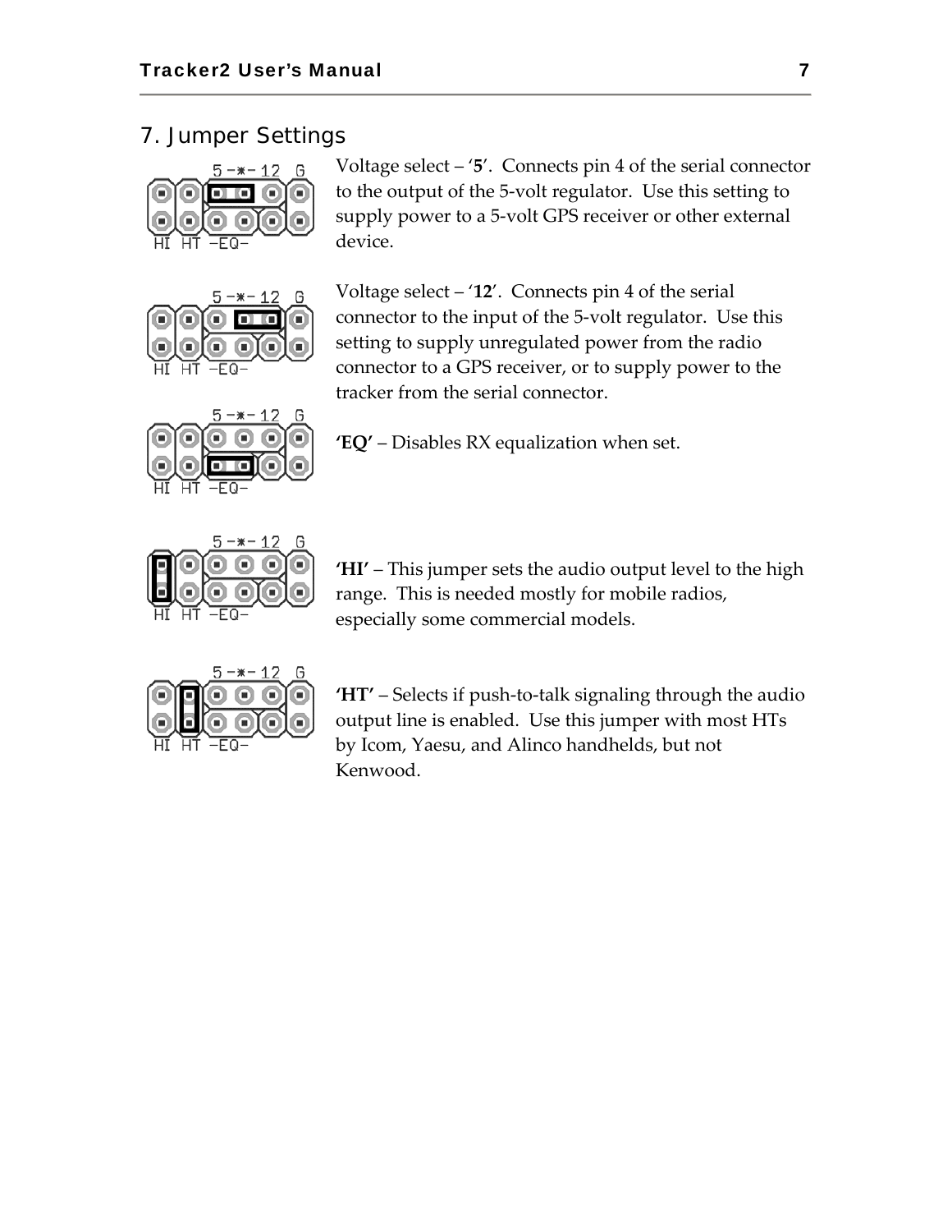## 7. Jumper Settings

Voltage select – '**5**'. Connects pin 4 of the serial connector to the output of the 5-volt regulator. Use this setting to supply power to a 5-volt GPS receiver or other external device.

Voltage select – '**12**'. Connects pin 4 of the serial connector to the input of the 5-volt regulator. Use this setting to supply unregulated power from the radio connector to a GPS receiver, or to supply power to the tracker from the serial connector.

**'EQ'** – Disables RX equalization when set.

**'HI'** – This jumper sets the audio output level to the high range. This is needed mostly for mobile radios, especially some commercial models.

**'HT'** – Selects if push-to-talk signaling through the audio output line is enabled. Use this jumper with most HTs by Icom, Yaesu, and Alinco handhelds, but not Kenwood.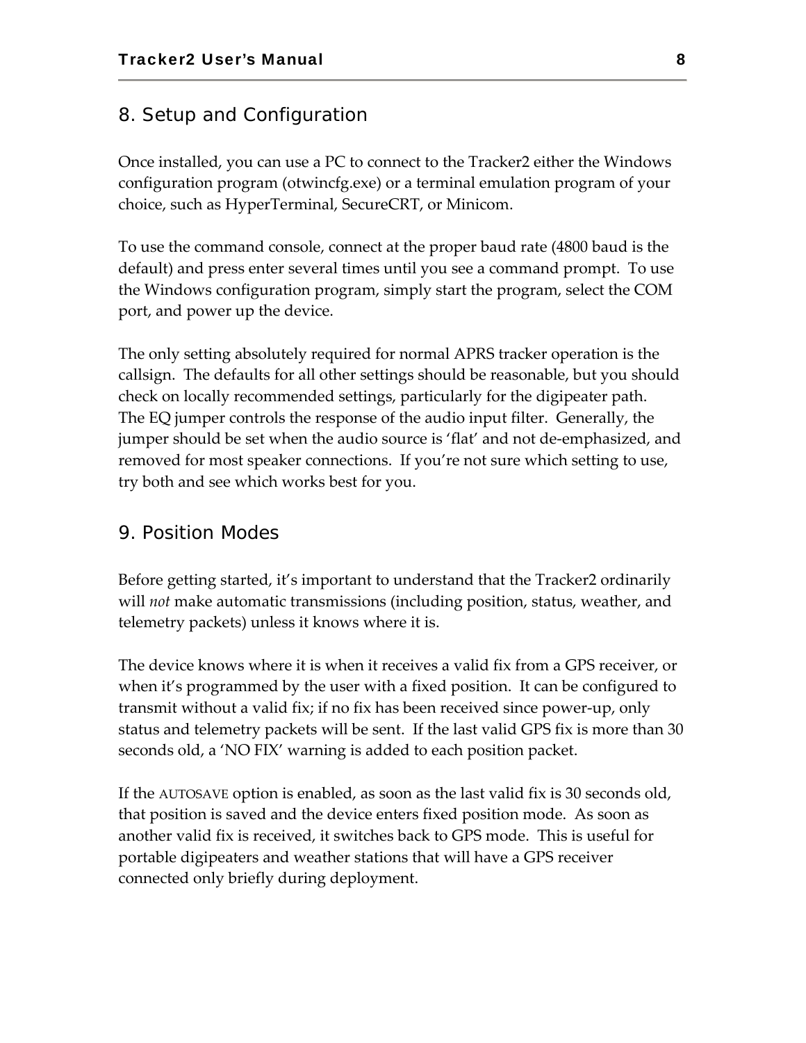# 8. Setup and Configuration

Once installed, you can use a PC to connect to the Tracker2 either the Windows configuration program (otwincfg.exe) or a terminal emulation program of your choice, such as HyperTerminal, SecureCRT, or Minicom.

To use the command console, connect at the proper baud rate (4800 baud is the default) and press enter several times until you see a command prompt. To use the Windows configuration program, simply start the program, select the COM port, and power up the device.

The only setting absolutely required for normal APRS tracker operation is the callsign. The defaults for all other settings should be reasonable, but you should check on locally recommended settings, particularly for the digipeater path.
The EQ jumper controls the response of the audio input filter. Generally, the jumper should be set when the audio source is 'flat' and not de-emphasized, and removed for most speaker connections. If you're not sure which setting to use, try both and see which works best for you.

# 9. Position Modes

Before getting started, it's important to understand that the Tracker2 ordinarily will *not* make automatic transmissions (including position, status, weather, and telemetry packets) unless it knows where it is.

The device knows where it is when it receives a valid fix from a GPS receiver, or when it's programmed by the user with a fixed position. It can be configured to transmit without a valid fix; if no fix has been received since power-up, only status and telemetry packets will be sent. If the last valid GPS fix is more than 30 seconds old, a 'NO FIX' warning is added to each position packet.

If the AUTOSAVE option is enabled, as soon as the last valid fix is 30 seconds old, that position is saved and the device enters fixed position mode. As soon as another valid fix is received, it switches back to GPS mode. This is useful for portable digipeaters and weather stations that will have a GPS receiver connected only briefly during deployment.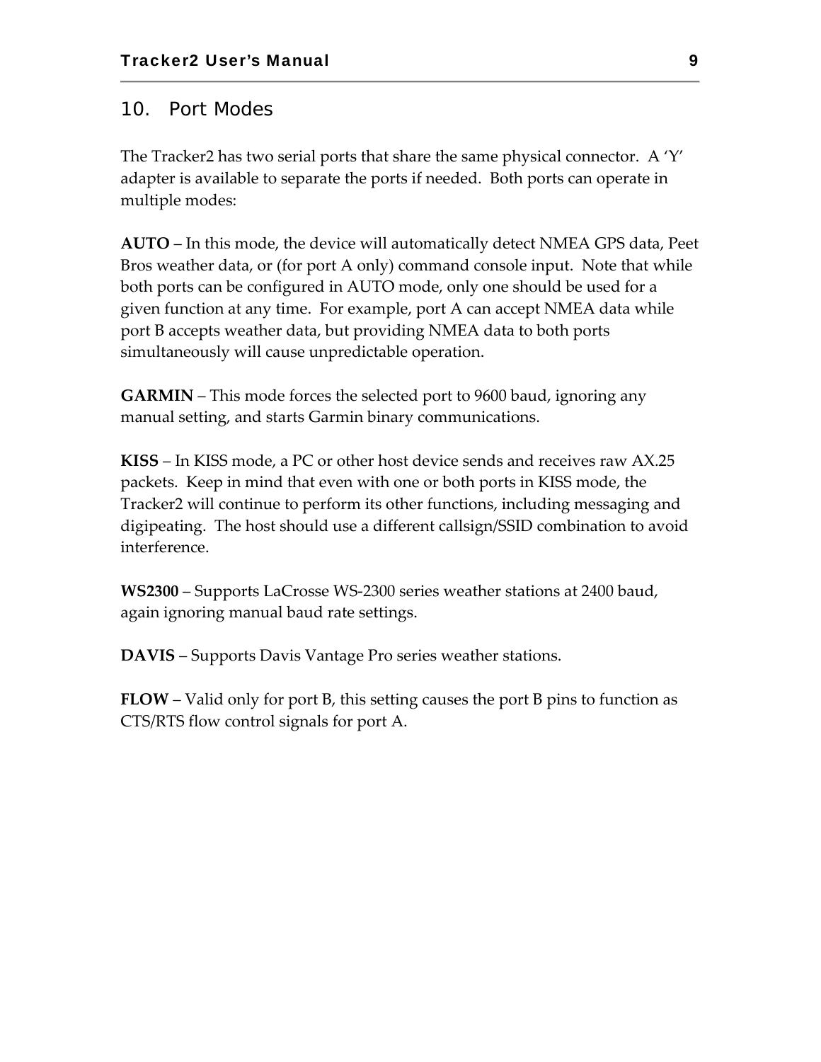# 10. Port Modes

The Tracker2 has two serial ports that share the same physical connector. A 'Y' adapter is available to separate the ports if needed. Both ports can operate in multiple modes:

**AUTO** – In this mode, the device will automatically detect NMEA GPS data, Peet Bros weather data, or (for port A only) command console input. Note that while both ports can be configured in AUTO mode, only one should be used for a given function at any time. For example, port A can accept NMEA data while port B accepts weather data, but providing NMEA data to both ports simultaneously will cause unpredictable operation.

**GARMIN** – This mode forces the selected port to 9600 baud, ignoring any manual setting, and starts Garmin binary communications.

**KISS** – In KISS mode, a PC or other host device sends and receives raw AX.25 packets. Keep in mind that even with one or both ports in KISS mode, the Tracker2 will continue to perform its other functions, including messaging and digipeating. The host should use a different callsign/SSID combination to avoid interference.

**WS2300** – Supports LaCrosse WS-2300 series weather stations at 2400 baud, again ignoring manual baud rate settings.

**DAVIS** – Supports Davis Vantage Pro series weather stations.

**FLOW** – Valid only for port B, this setting causes the port B pins to function as CTS/RTS flow control signals for port A.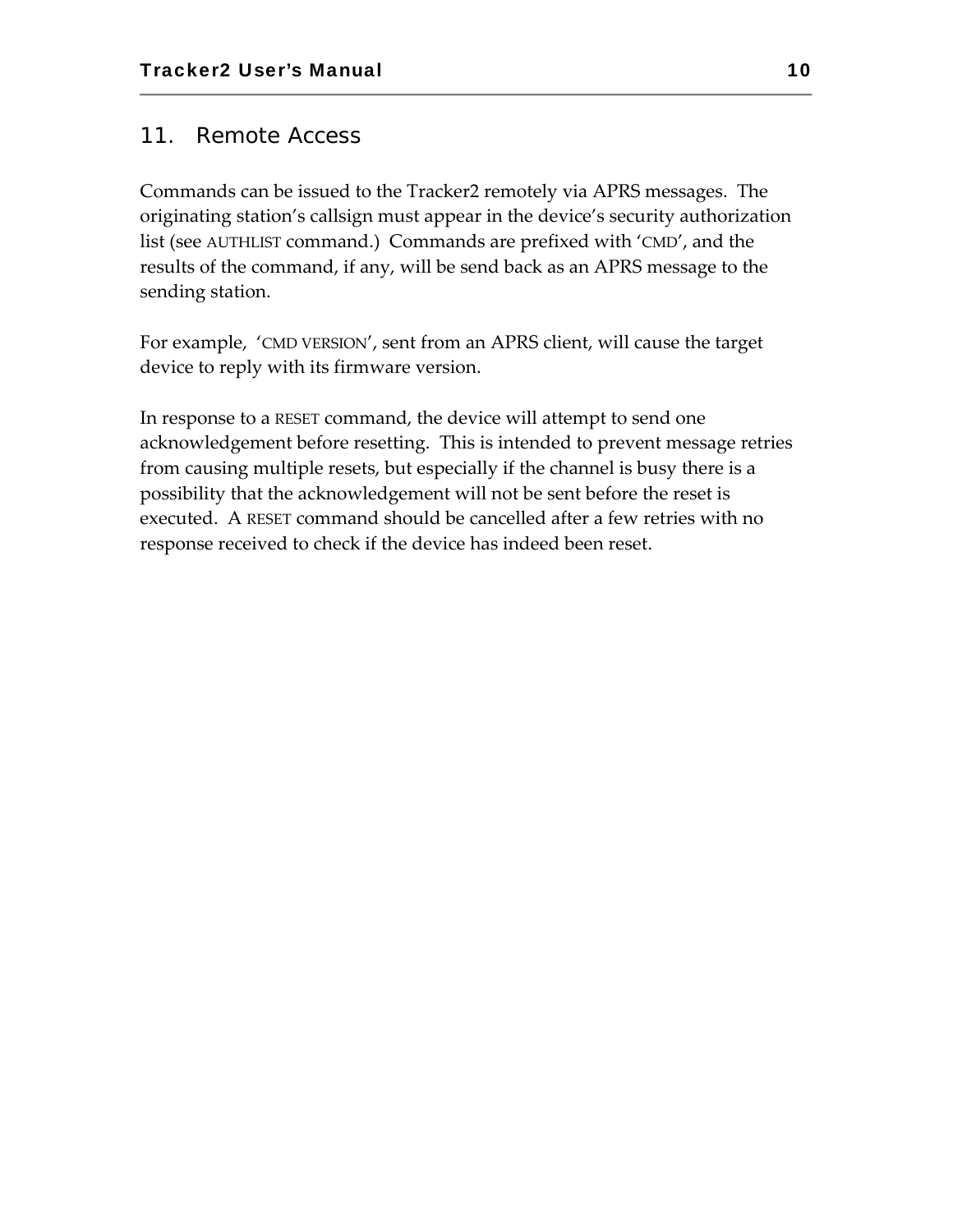## 11. Remote Access

Commands can be issued to the Tracker2 remotely via APRS messages. The originating station's callsign must appear in the device's security authorization list (see AUTHLIST command.) Commands are prefixed with 'CMD', and the results of the command, if any, will be send back as an APRS message to the sending station.

For example, 'CMD VERSION', sent from an APRS client, will cause the target device to reply with its firmware version.

In response to a RESET command, the device will attempt to send one acknowledgement before resetting. This is intended to prevent message retries from causing multiple resets, but especially if the channel is busy there is a possibility that the acknowledgement will not be sent before the reset is executed. A RESET command should be cancelled after a few retries with no response received to check if the device has indeed been reset.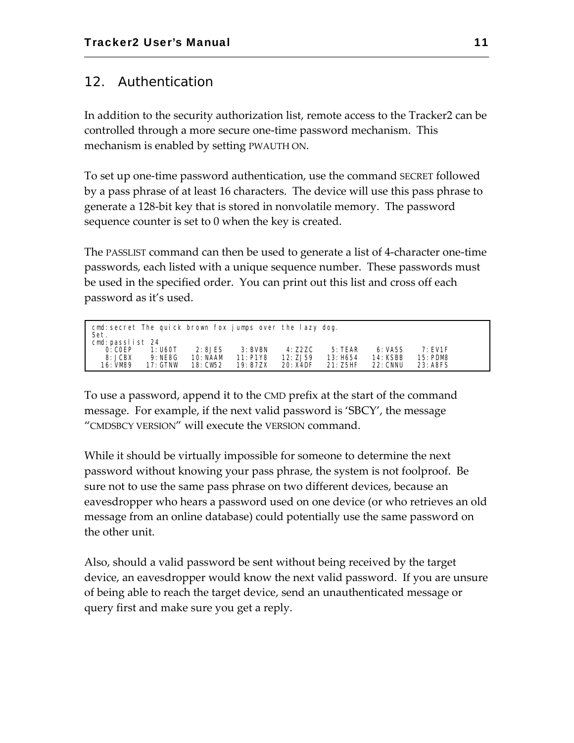## 12. Authentication

In addition to the security authorization list, remote access to the Tracker2 can be controlled through a more secure one-time password mechanism. This mechanism is enabled by setting PWAUTH ON.

To set up one-time password authentication, use the command SECRET followed by a pass phrase of at least 16 characters. The device will use this pass phrase to generate a 128-bit key that is stored in nonvolatile memory. The password sequence counter is set to 0 when the key is created.

The PASSLIST command can then be used to generate a list of 4-character one-time passwords, each listed with a unique sequence number. These passwords must be used in the specified order. You can print out this list and cross off each password as it's used.

```
cmd:secret The quick brown fox jumps over the lazy dog.
Set.
cmd:passlist 24
   0:C0EP    1:U60T    2:8JES    3:BVBN    4:Z2ZC    5:TEAR    6:VA5S    7:EV1F
   8:JCBX    9:NE8G   10:NAAM   11:P1Y8   12:ZJ59   13:H654   14:KSBB   15:PDM8
  16:VM89   17:GTNW   18:CW52   19:B7ZX   20:X4DF   21:Z5HF   22:CNNU   23:A8FS
```

To use a password, append it to the CMD prefix at the start of the command message. For example, if the next valid password is 'SBCY', the message "CMDSBCY VERSION" will execute the VERSION command.

While it should be virtually impossible for someone to determine the next password without knowing your pass phrase, the system is not foolproof. Be sure not to use the same pass phrase on two different devices, because an eavesdropper who hears a password used on one device (or who retrieves an old message from an online database) could potentially use the same password on the other unit.

Also, should a valid password be sent without being received by the target device, an eavesdropper would know the next valid password. If you are unsure of being able to reach the target device, send an unauthenticated message or query first and make sure you get a reply.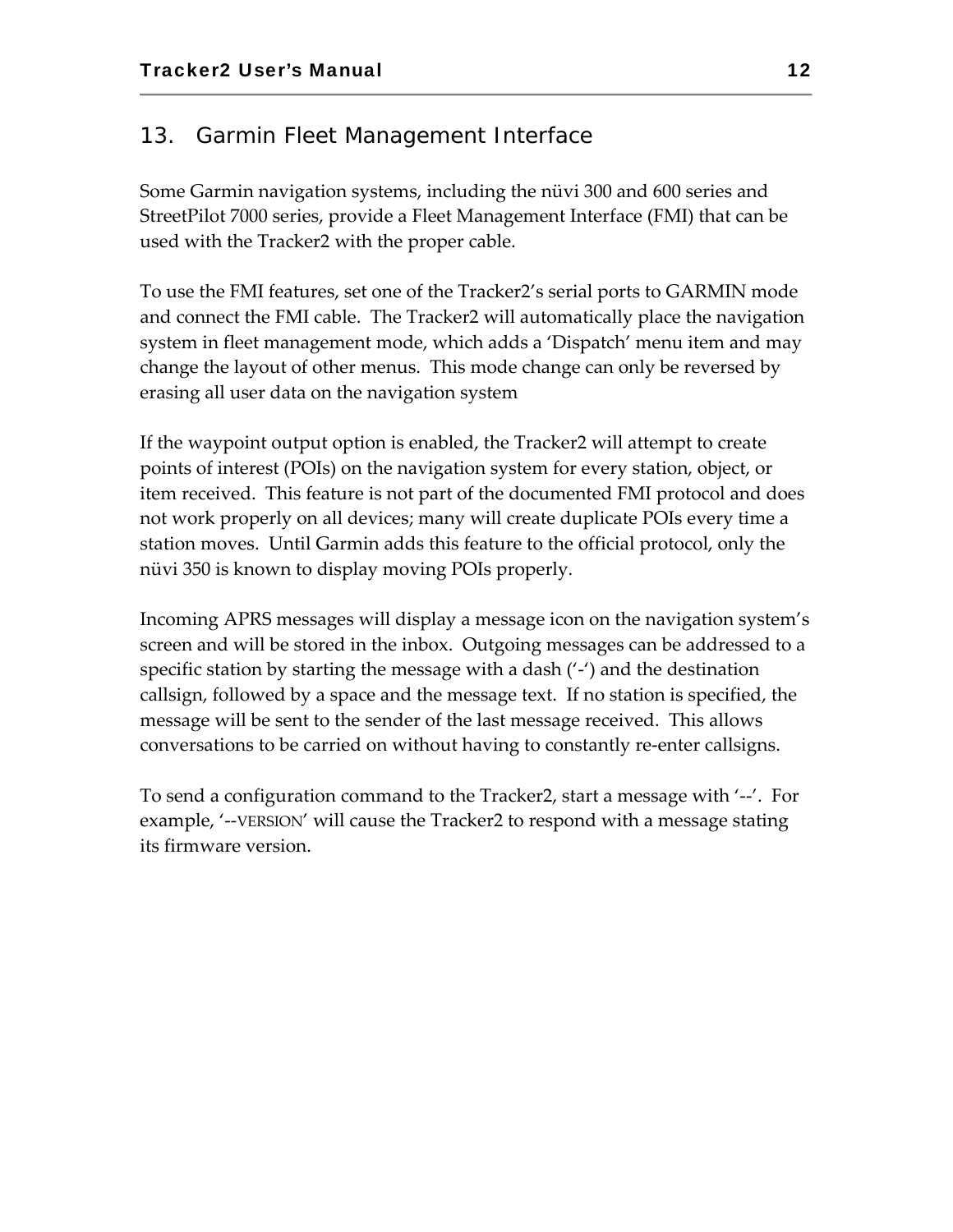## 13. Garmin Fleet Management Interface

Some Garmin navigation systems, including the nüvi 300 and 600 series and StreetPilot 7000 series, provide a Fleet Management Interface (FMI) that can be used with the Tracker2 with the proper cable.

To use the FMI features, set one of the Tracker2's serial ports to GARMIN mode and connect the FMI cable. The Tracker2 will automatically place the navigation system in fleet management mode, which adds a 'Dispatch' menu item and may change the layout of other menus. This mode change can only be reversed by erasing all user data on the navigation system

If the waypoint output option is enabled, the Tracker2 will attempt to create points of interest (POIs) on the navigation system for every station, object, or item received. This feature is not part of the documented FMI protocol and does not work properly on all devices; many will create duplicate POIs every time a station moves. Until Garmin adds this feature to the official protocol, only the nüvi 350 is known to display moving POIs properly.

Incoming APRS messages will display a message icon on the navigation system's screen and will be stored in the inbox. Outgoing messages can be addressed to a specific station by starting the message with a dash ('-') and the destination callsign, followed by a space and the message text. If no station is specified, the message will be sent to the sender of the last message received. This allows conversations to be carried on without having to constantly re-enter callsigns.

To send a configuration command to the Tracker2, start a message with '--'. For example, '--VERSION' will cause the Tracker2 to respond with a message stating its firmware version.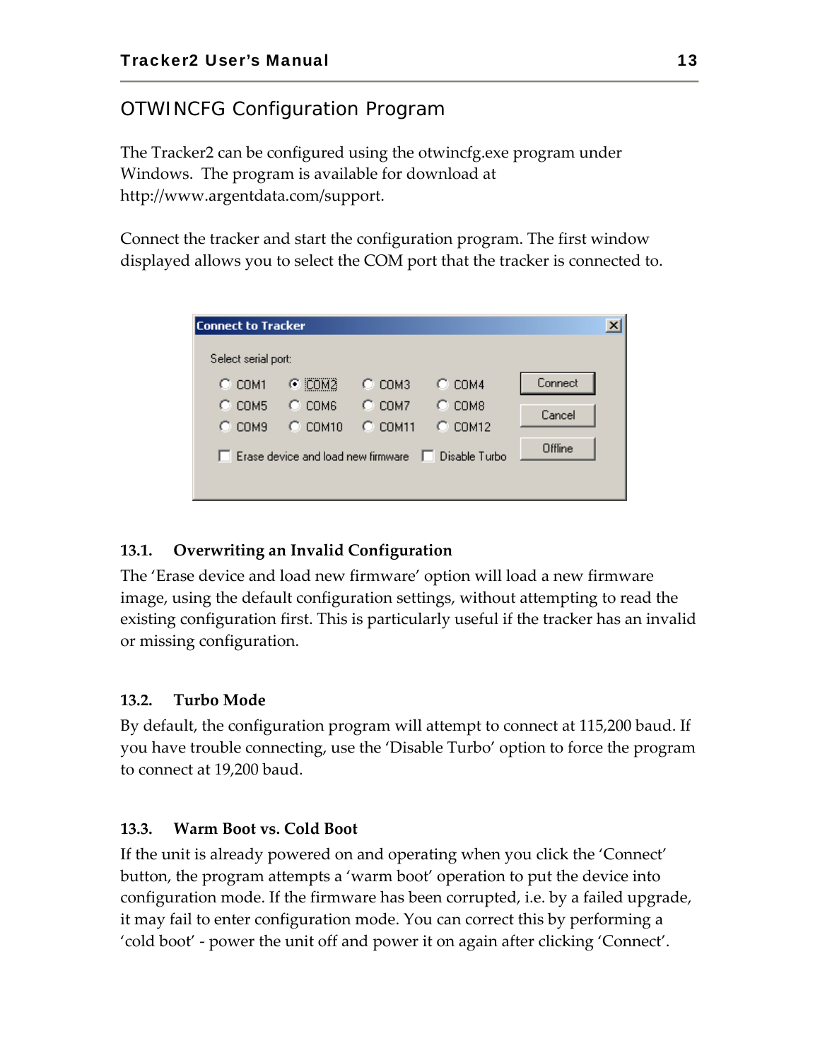## OTWINCFG Configuration Program

The Tracker2 can be configured using the otwincfg.exe program under Windows. The program is available for download at http://www.argentdata.com/support.

Connect the tracker and start the configuration program. The first window displayed allows you to select the COM port that the tracker is connected to.

### 13.1. Overwriting an Invalid Configuration

The 'Erase device and load new firmware' option will load a new firmware image, using the default configuration settings, without attempting to read the existing configuration first. This is particularly useful if the tracker has an invalid or missing configuration.

### 13.2. Turbo Mode

By default, the configuration program will attempt to connect at 115,200 baud. If you have trouble connecting, use the 'Disable Turbo' option to force the program to connect at 19,200 baud.

### 13.3. Warm Boot vs. Cold Boot

If the unit is already powered on and operating when you click the 'Connect' button, the program attempts a 'warm boot' operation to put the device into configuration mode. If the firmware has been corrupted, i.e. by a failed upgrade, it may fail to enter configuration mode. You can correct this by performing a 'cold boot' - power the unit off and power it on again after clicking 'Connect'.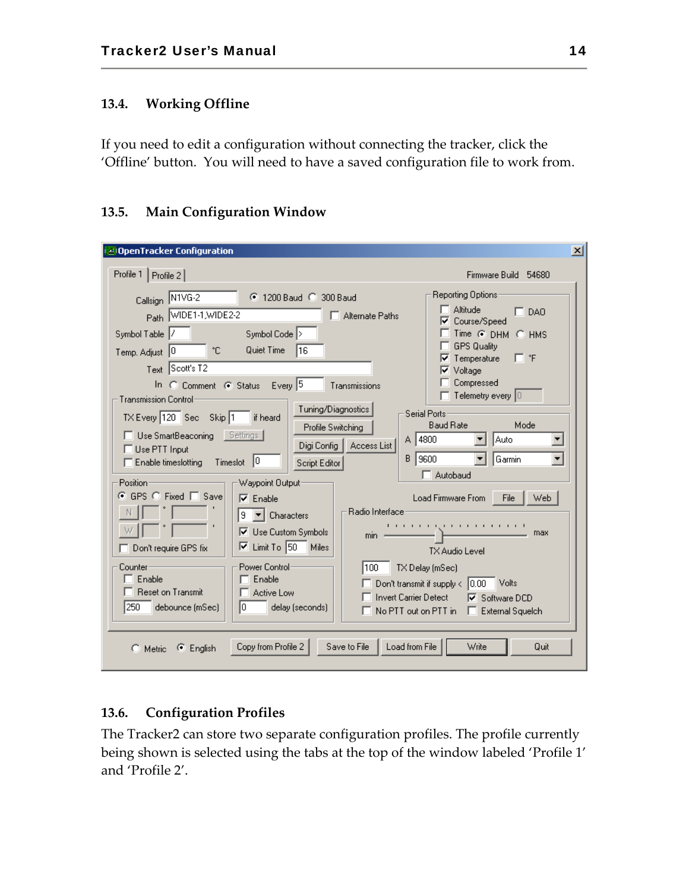## 13.4. Working Offline

If you need to edit a configuration without connecting the tracker, click the 'Offline' button. You will need to have a saved configuration file to work from.

## 13.5. Main Configuration Window

## 13.6. Configuration Profiles

The Tracker2 can store two separate configuration profiles. The profile currently being shown is selected using the tabs at the top of the window labeled 'Profile 1' and 'Profile 2'.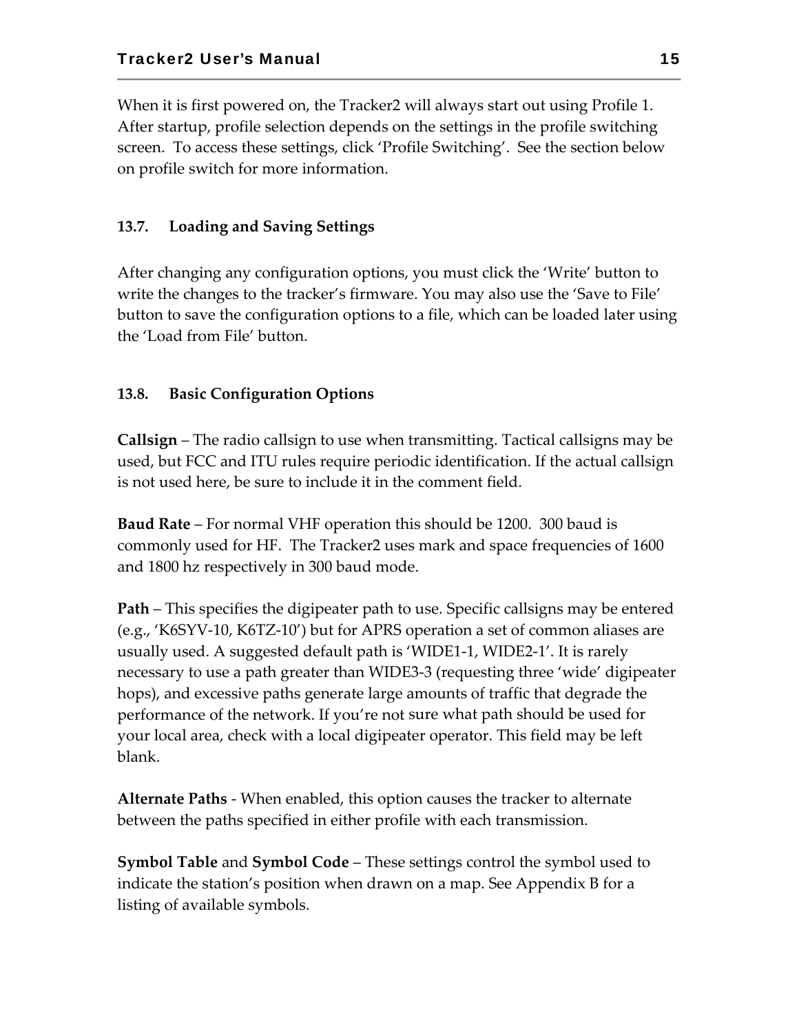When it is first powered on, the Tracker2 will always start out using Profile 1. After startup, profile selection depends on the settings in the profile switching screen. To access these settings, click 'Profile Switching'. See the section below on profile switch for more information.

### 13.7. Loading and Saving Settings

After changing any configuration options, you must click the 'Write' button to write the changes to the tracker's firmware. You may also use the 'Save to File' button to save the configuration options to a file, which can be loaded later using the 'Load from File' button.

### 13.8. Basic Configuration Options

**Callsign** – The radio callsign to use when transmitting. Tactical callsigns may be used, but FCC and ITU rules require periodic identification. If the actual callsign is not used here, be sure to include it in the comment field.

**Baud Rate** – For normal VHF operation this should be 1200. 300 baud is commonly used for HF. The Tracker2 uses mark and space frequencies of 1600 and 1800 hz respectively in 300 baud mode.

**Path** – This specifies the digipeater path to use. Specific callsigns may be entered (e.g., 'K6SYV-10, K6TZ-10') but for APRS operation a set of common aliases are usually used. A suggested default path is 'WIDE1-1, WIDE2-1'. It is rarely necessary to use a path greater than WIDE3-3 (requesting three 'wide' digipeater hops), and excessive paths generate large amounts of traffic that degrade the performance of the network. If you're not sure what path should be used for your local area, check with a local digipeater operator. This field may be left blank.

**Alternate Paths** - When enabled, this option causes the tracker to alternate between the paths specified in either profile with each transmission.

**Symbol Table** and **Symbol Code** – These settings control the symbol used to indicate the station's position when drawn on a map. See Appendix B for a listing of available symbols.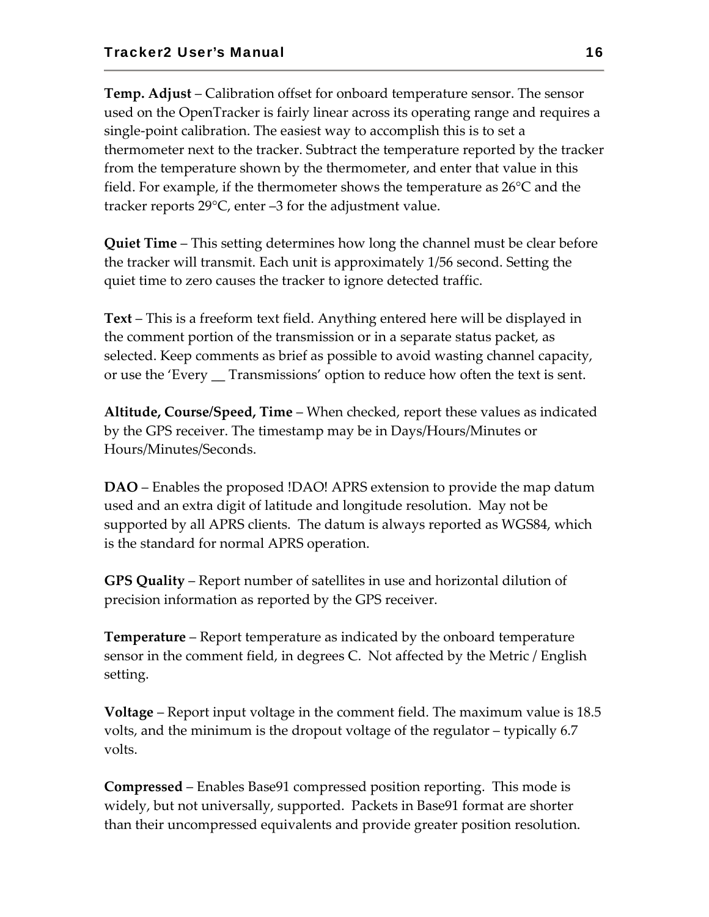**Temp. Adjust** – Calibration offset for onboard temperature sensor. The sensor used on the OpenTracker is fairly linear across its operating range and requires a single-point calibration. The easiest way to accomplish this is to set a thermometer next to the tracker. Subtract the temperature reported by the tracker from the temperature shown by the thermometer, and enter that value in this field. For example, if the thermometer shows the temperature as 26°C and the tracker reports 29°C, enter –3 for the adjustment value.

**Quiet Time** – This setting determines how long the channel must be clear before the tracker will transmit. Each unit is approximately 1/56 second. Setting the quiet time to zero causes the tracker to ignore detected traffic.

**Text** – This is a freeform text field. Anything entered here will be displayed in the comment portion of the transmission or in a separate status packet, as selected. Keep comments as brief as possible to avoid wasting channel capacity, or use the 'Every __ Transmissions' option to reduce how often the text is sent.

**Altitude, Course/Speed, Time** – When checked, report these values as indicated by the GPS receiver. The timestamp may be in Days/Hours/Minutes or Hours/Minutes/Seconds.

**DAO** – Enables the proposed !DAO! APRS extension to provide the map datum used and an extra digit of latitude and longitude resolution. May not be supported by all APRS clients. The datum is always reported as WGS84, which is the standard for normal APRS operation.

**GPS Quality** – Report number of satellites in use and horizontal dilution of precision information as reported by the GPS receiver.

**Temperature** – Report temperature as indicated by the onboard temperature sensor in the comment field, in degrees C. Not affected by the Metric / English setting.

**Voltage** – Report input voltage in the comment field. The maximum value is 18.5 volts, and the minimum is the dropout voltage of the regulator – typically 6.7 volts.

**Compressed** – Enables Base91 compressed position reporting. This mode is widely, but not universally, supported. Packets in Base91 format are shorter than their uncompressed equivalents and provide greater position resolution.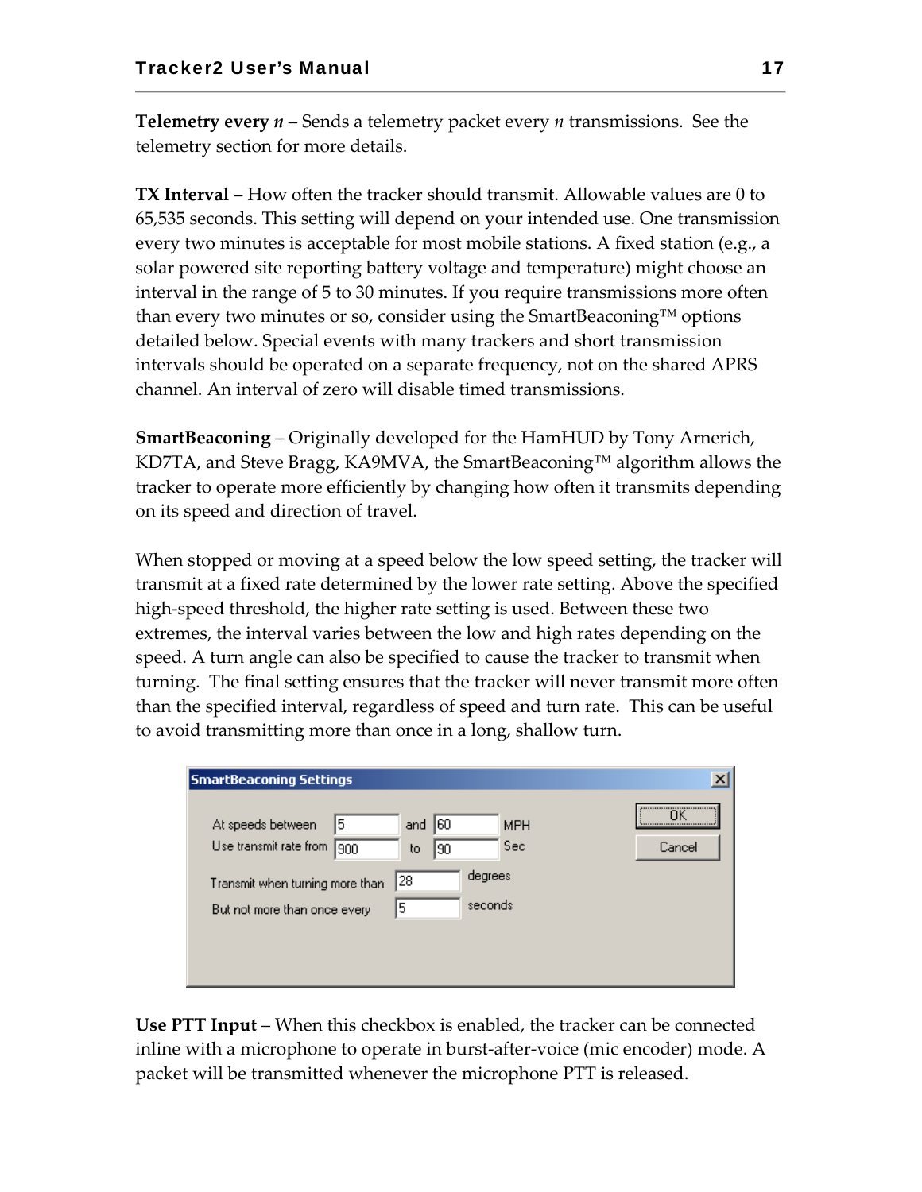**Telemetry every *n*** – Sends a telemetry packet every *n* transmissions. See the telemetry section for more details.

**TX Interval** – How often the tracker should transmit. Allowable values are 0 to 65,535 seconds. This setting will depend on your intended use. One transmission every two minutes is acceptable for most mobile stations. A fixed station (e.g., a solar powered site reporting battery voltage and temperature) might choose an interval in the range of 5 to 30 minutes. If you require transmissions more often than every two minutes or so, consider using the SmartBeaconing™ options detailed below. Special events with many trackers and short transmission intervals should be operated on a separate frequency, not on the shared APRS channel. An interval of zero will disable timed transmissions.

**SmartBeaconing** – Originally developed for the HamHUD by Tony Arnerich, KD7TA, and Steve Bragg, KA9MVA, the SmartBeaconing™ algorithm allows the tracker to operate more efficiently by changing how often it transmits depending on its speed and direction of travel.

When stopped or moving at a speed below the low speed setting, the tracker will transmit at a fixed rate determined by the lower rate setting. Above the specified high-speed threshold, the higher rate setting is used. Between these two extremes, the interval varies between the low and high rates depending on the speed. A turn angle can also be specified to cause the tracker to transmit when turning. The final setting ensures that the tracker will never transmit more often than the specified interval, regardless of speed and turn rate. This can be useful to avoid transmitting more than once in a long, shallow turn.

**SmartBeaconing Settings**

| | | | | |
|---|---|---|---|---|
| At speeds between | 5 | and | 60 | MPH |
| Use transmit rate from | 900 | to | 90 | Sec |
| Transmit when turning more than | 28 | degrees | | |
| But not more than once every | 5 | seconds | | |

OK | Cancel

**Use PTT Input** – When this checkbox is enabled, the tracker can be connected inline with a microphone to operate in burst-after-voice (mic encoder) mode. A packet will be transmitted whenever the microphone PTT is released.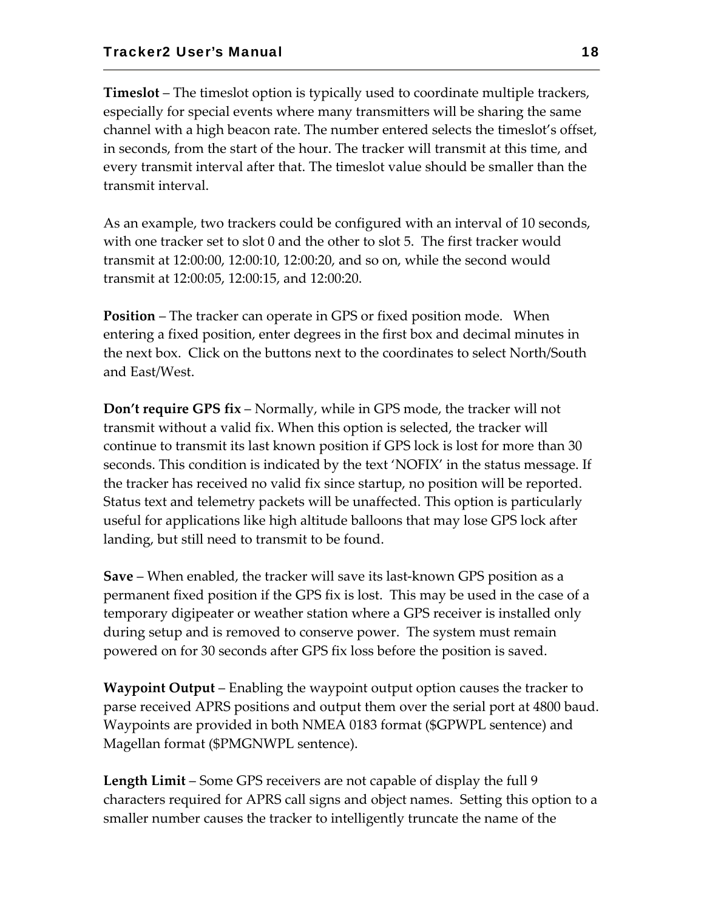**Timeslot** – The timeslot option is typically used to coordinate multiple trackers, especially for special events where many transmitters will be sharing the same channel with a high beacon rate. The number entered selects the timeslot's offset, in seconds, from the start of the hour. The tracker will transmit at this time, and every transmit interval after that. The timeslot value should be smaller than the transmit interval.

As an example, two trackers could be configured with an interval of 10 seconds, with one tracker set to slot 0 and the other to slot 5. The first tracker would transmit at 12:00:00, 12:00:10, 12:00:20, and so on, while the second would transmit at 12:00:05, 12:00:15, and 12:00:20.

**Position** – The tracker can operate in GPS or fixed position mode. When entering a fixed position, enter degrees in the first box and decimal minutes in the next box. Click on the buttons next to the coordinates to select North/South and East/West.

**Don't require GPS fix** – Normally, while in GPS mode, the tracker will not transmit without a valid fix. When this option is selected, the tracker will continue to transmit its last known position if GPS lock is lost for more than 30 seconds. This condition is indicated by the text 'NOFIX' in the status message. If the tracker has received no valid fix since startup, no position will be reported. Status text and telemetry packets will be unaffected. This option is particularly useful for applications like high altitude balloons that may lose GPS lock after landing, but still need to transmit to be found.

**Save** – When enabled, the tracker will save its last-known GPS position as a permanent fixed position if the GPS fix is lost. This may be used in the case of a temporary digipeater or weather station where a GPS receiver is installed only during setup and is removed to conserve power. The system must remain powered on for 30 seconds after GPS fix loss before the position is saved.

**Waypoint Output** – Enabling the waypoint output option causes the tracker to parse received APRS positions and output them over the serial port at 4800 baud. Waypoints are provided in both NMEA 0183 format ($GPWPL sentence) and Magellan format ($PMGNWPL sentence).

**Length Limit** – Some GPS receivers are not capable of display the full 9 characters required for APRS call signs and object names. Setting this option to a smaller number causes the tracker to intelligently truncate the name of the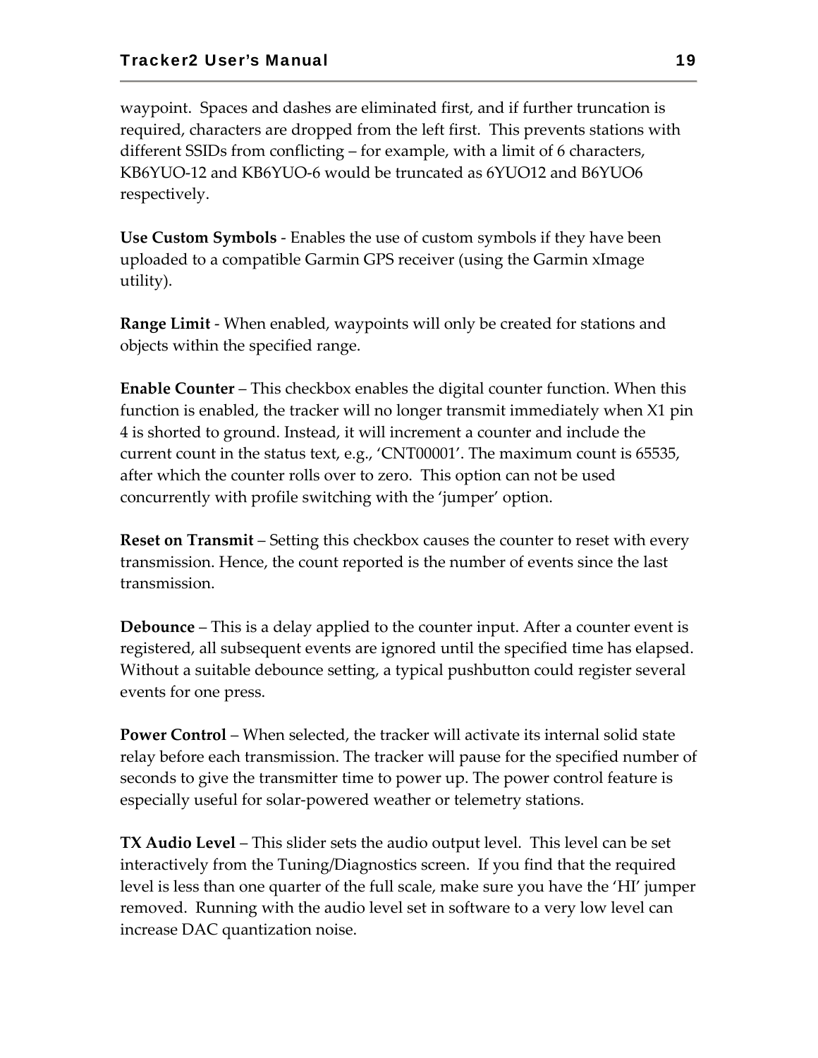waypoint.  Spaces and dashes are eliminated first, and if further truncation is required, characters are dropped from the left first.  This prevents stations with different SSIDs from conflicting – for example, with a limit of 6 characters, KB6YUO-12 and KB6YUO-6 would be truncated as 6YUO12 and B6YUO6 respectively.

**Use Custom Symbols** - Enables the use of custom symbols if they have been uploaded to a compatible Garmin GPS receiver (using the Garmin xImage utility).

**Range Limit** - When enabled, waypoints will only be created for stations and objects within the specified range.

**Enable Counter** – This checkbox enables the digital counter function. When this function is enabled, the tracker will no longer transmit immediately when X1 pin 4 is shorted to ground. Instead, it will increment a counter and include the current count in the status text, e.g., 'CNT00001'. The maximum count is 65535, after which the counter rolls over to zero.  This option can not be used concurrently with profile switching with the 'jumper' option.

**Reset on Transmit** – Setting this checkbox causes the counter to reset with every transmission. Hence, the count reported is the number of events since the last transmission.

**Debounce** – This is a delay applied to the counter input. After a counter event is registered, all subsequent events are ignored until the specified time has elapsed. Without a suitable debounce setting, a typical pushbutton could register several events for one press.

**Power Control** – When selected, the tracker will activate its internal solid state relay before each transmission. The tracker will pause for the specified number of seconds to give the transmitter time to power up. The power control feature is especially useful for solar-powered weather or telemetry stations.

**TX Audio Level** – This slider sets the audio output level.  This level can be set interactively from the Tuning/Diagnostics screen.  If you find that the required level is less than one quarter of the full scale, make sure you have the 'HI' jumper removed.  Running with the audio level set in software to a very low level can increase DAC quantization noise.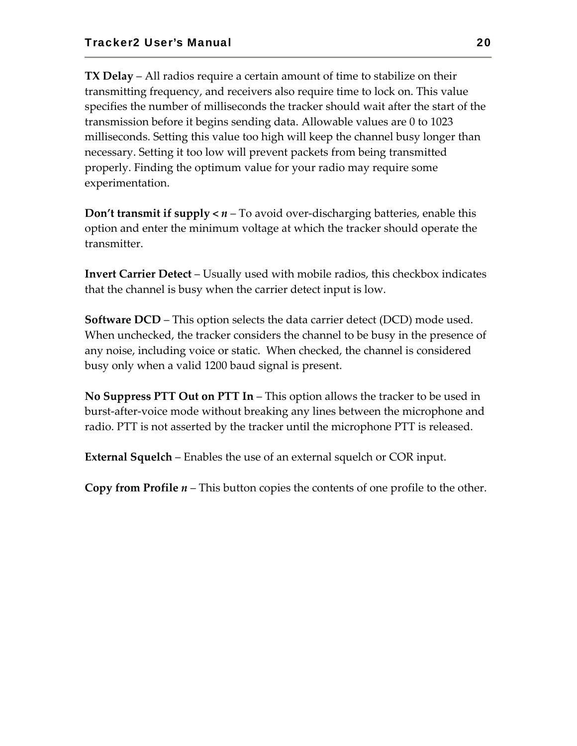**TX Delay** – All radios require a certain amount of time to stabilize on their transmitting frequency, and receivers also require time to lock on. This value specifies the number of milliseconds the tracker should wait after the start of the transmission before it begins sending data. Allowable values are 0 to 1023 milliseconds. Setting this value too high will keep the channel busy longer than necessary. Setting it too low will prevent packets from being transmitted properly. Finding the optimum value for your radio may require some experimentation.

**Don't transmit if supply <** ***n*** – To avoid over-discharging batteries, enable this option and enter the minimum voltage at which the tracker should operate the transmitter.

**Invert Carrier Detect** – Usually used with mobile radios, this checkbox indicates that the channel is busy when the carrier detect input is low.

**Software DCD** – This option selects the data carrier detect (DCD) mode used. When unchecked, the tracker considers the channel to be busy in the presence of any noise, including voice or static. When checked, the channel is considered busy only when a valid 1200 baud signal is present.

**No Suppress PTT Out on PTT In** – This option allows the tracker to be used in burst-after-voice mode without breaking any lines between the microphone and radio. PTT is not asserted by the tracker until the microphone PTT is released.

**External Squelch** – Enables the use of an external squelch or COR input.

**Copy from Profile** ***n*** – This button copies the contents of one profile to the other.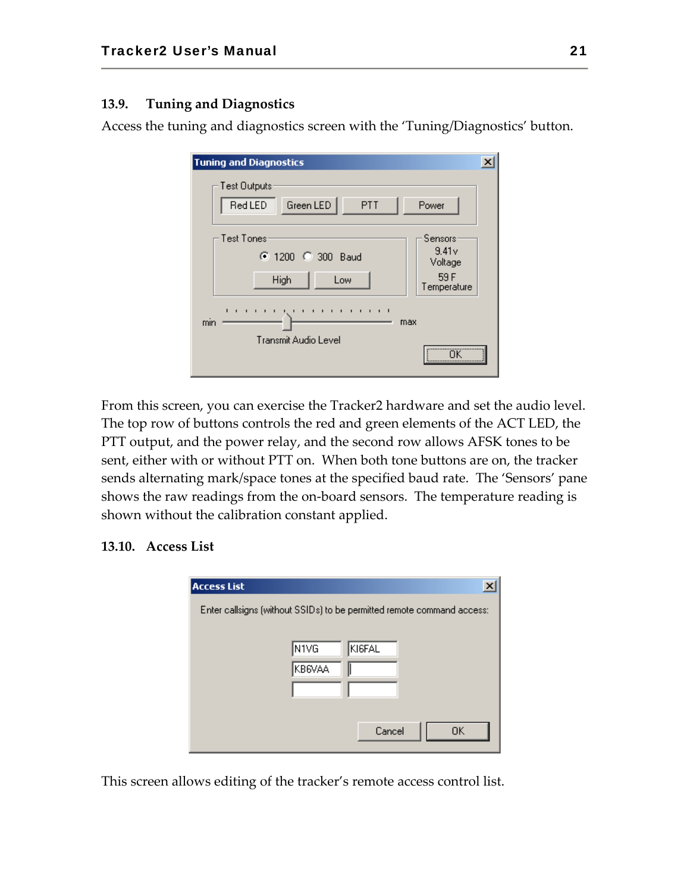### 13.9. Tuning and Diagnostics

Access the tuning and diagnostics screen with the 'Tuning/Diagnostics' button.

From this screen, you can exercise the Tracker2 hardware and set the audio level. The top row of buttons controls the red and green elements of the ACT LED, the PTT output, and the power relay, and the second row allows AFSK tones to be sent, either with or without PTT on. When both tone buttons are on, the tracker sends alternating mark/space tones at the specified baud rate. The 'Sensors' pane shows the raw readings from the on-board sensors. The temperature reading is shown without the calibration constant applied.

### 13.10. Access List

This screen allows editing of the tracker's remote access control list.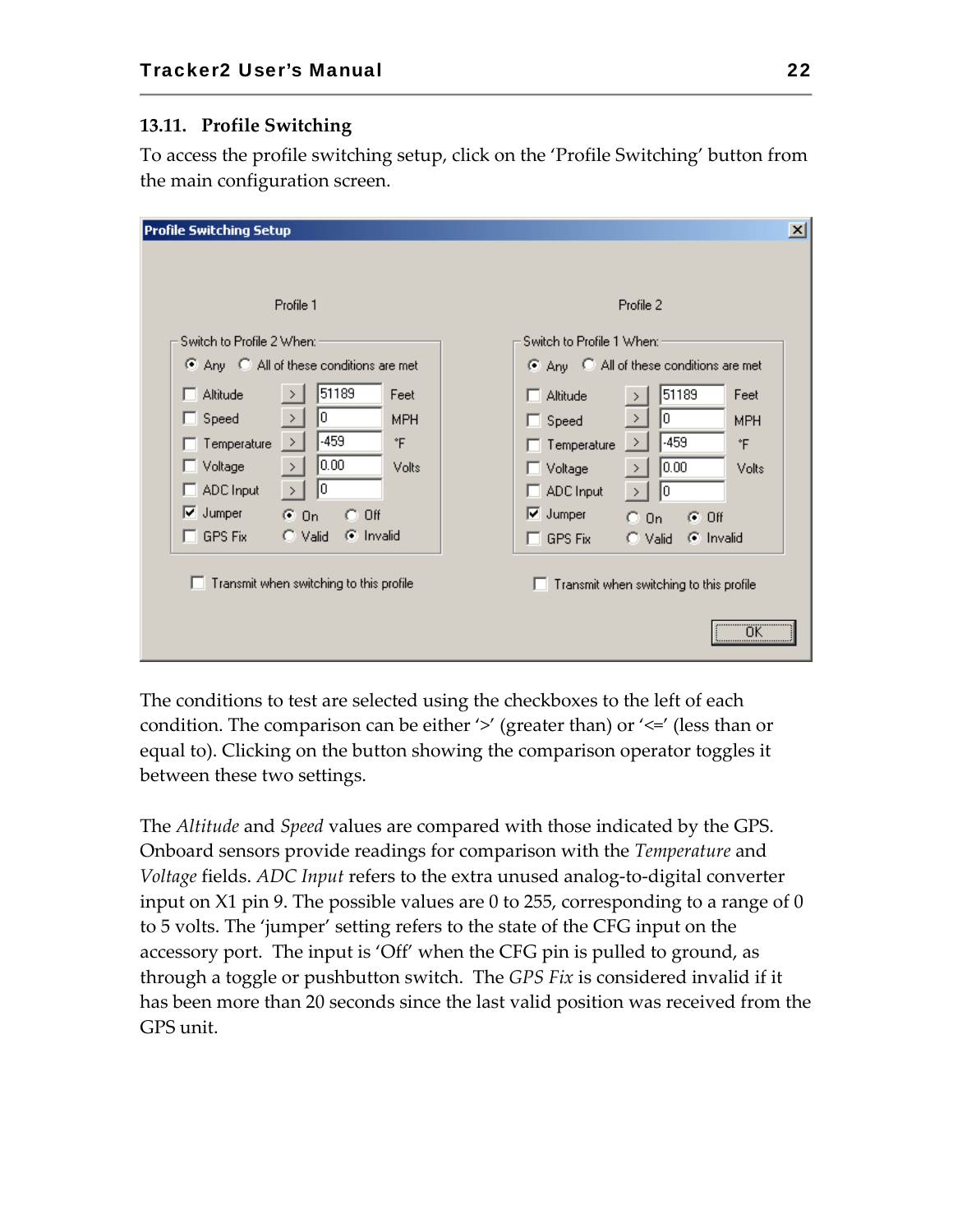### 13.11. Profile Switching

To access the profile switching setup, click on the 'Profile Switching' button from the main configuration screen.

The conditions to test are selected using the checkboxes to the left of each condition. The comparison can be either '>' (greater than) or '<=' (less than or equal to). Clicking on the button showing the comparison operator toggles it between these two settings.

The *Altitude* and *Speed* values are compared with those indicated by the GPS. Onboard sensors provide readings for comparison with the *Temperature* and *Voltage* fields. *ADC Input* refers to the extra unused analog-to-digital converter input on X1 pin 9. The possible values are 0 to 255, corresponding to a range of 0 to 5 volts. The 'jumper' setting refers to the state of the CFG input on the accessory port. The input is 'Off' when the CFG pin is pulled to ground, as through a toggle or pushbutton switch. The *GPS Fix* is considered invalid if it has been more than 20 seconds since the last valid position was received from the GPS unit.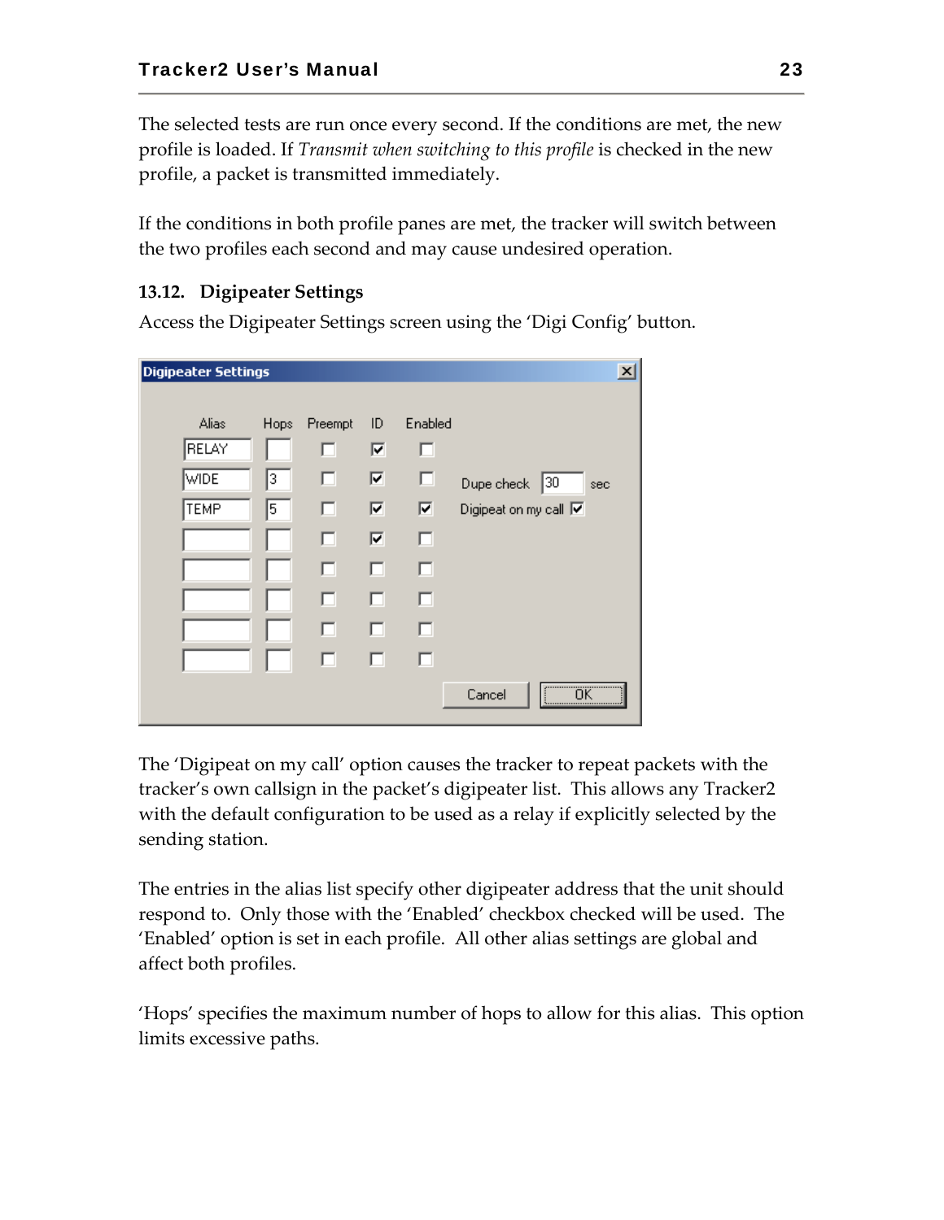The selected tests are run once every second. If the conditions are met, the new profile is loaded. If *Transmit when switching to this profile* is checked in the new profile, a packet is transmitted immediately.

If the conditions in both profile panes are met, the tracker will switch between the two profiles each second and may cause undesired operation.

### 13.12. Digipeater Settings

Access the Digipeater Settings screen using the 'Digi Config' button.

The 'Digipeat on my call' option causes the tracker to repeat packets with the tracker's own callsign in the packet's digipeater list. This allows any Tracker2 with the default configuration to be used as a relay if explicitly selected by the sending station.

The entries in the alias list specify other digipeater address that the unit should respond to. Only those with the 'Enabled' checkbox checked will be used. The 'Enabled' option is set in each profile. All other alias settings are global and affect both profiles.

'Hops' specifies the maximum number of hops to allow for this alias. This option limits excessive paths.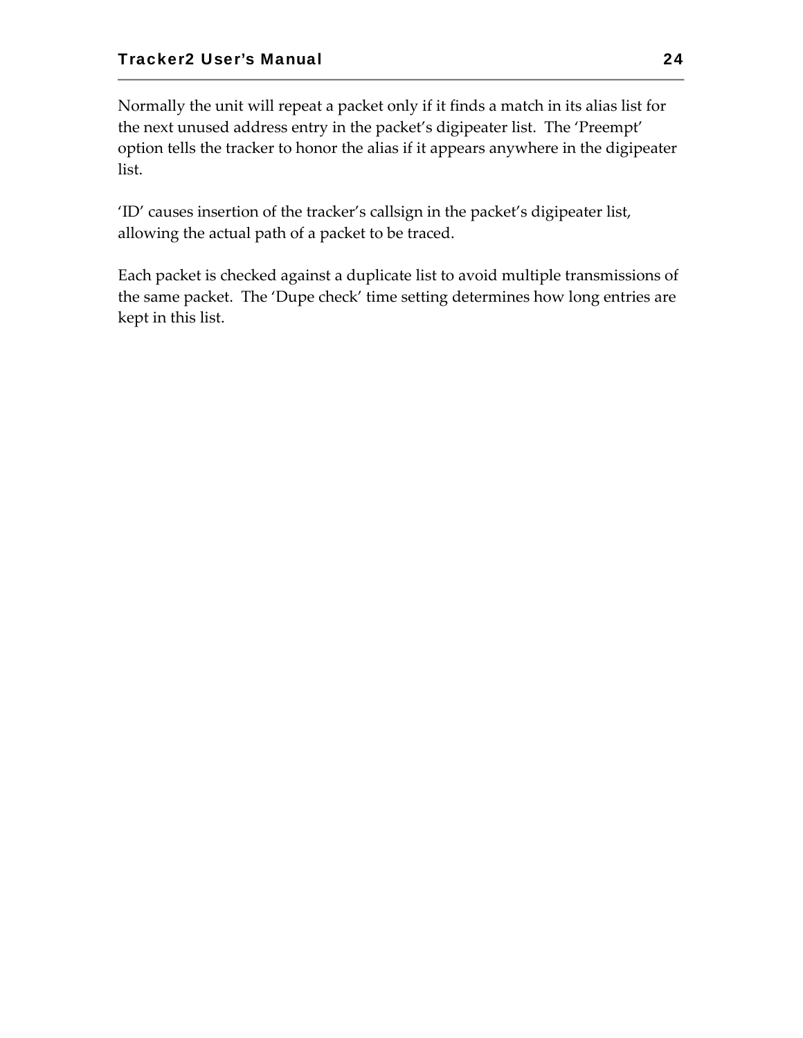Normally the unit will repeat a packet only if it finds a match in its alias list for the next unused address entry in the packet's digipeater list.  The 'Preempt' option tells the tracker to honor the alias if it appears anywhere in the digipeater list.

'ID' causes insertion of the tracker's callsign in the packet's digipeater list, allowing the actual path of a packet to be traced.

Each packet is checked against a duplicate list to avoid multiple transmissions of the same packet.  The 'Dupe check' time setting determines how long entries are kept in this list.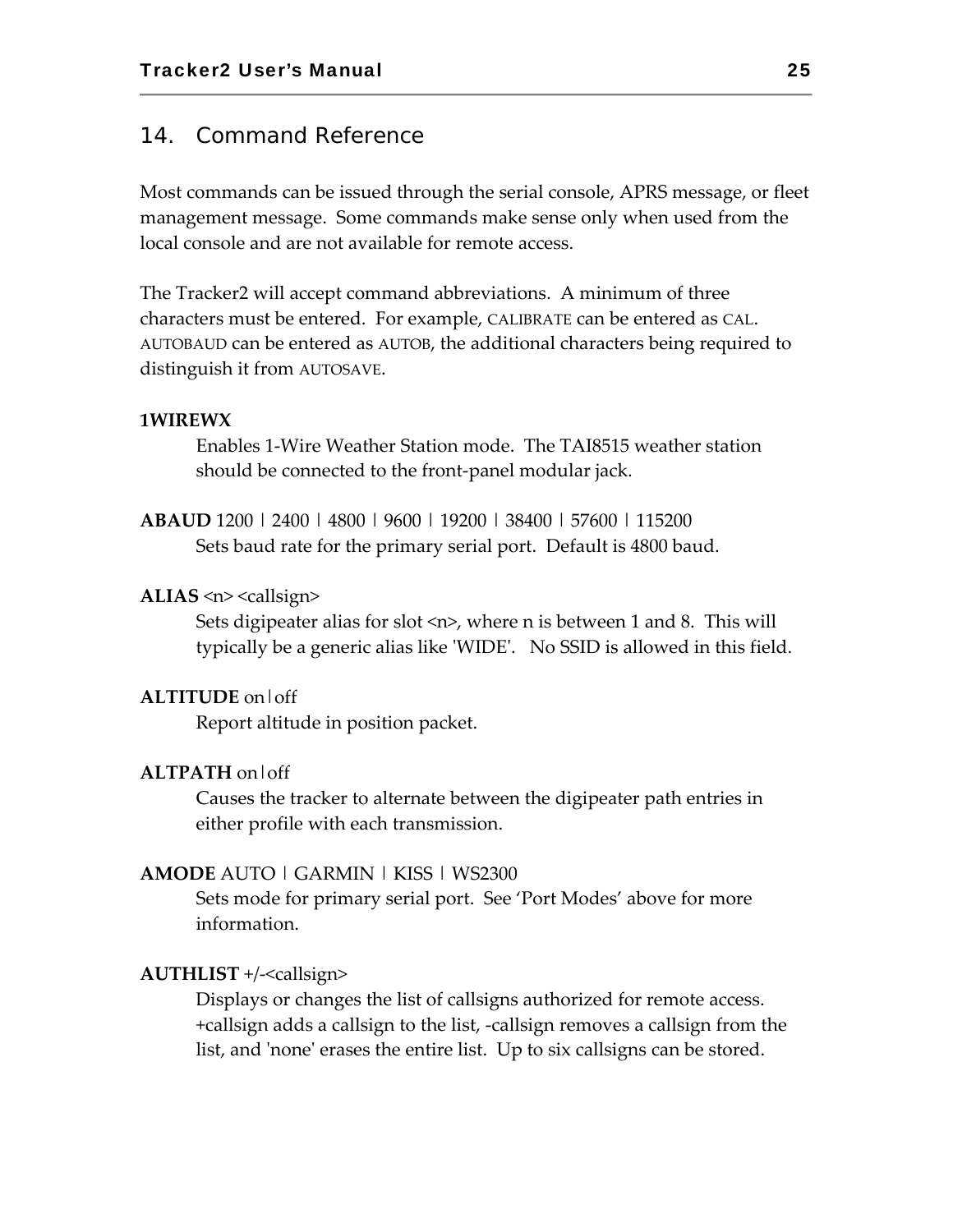## 14. Command Reference

Most commands can be issued through the serial console, APRS message, or fleet management message. Some commands make sense only when used from the local console and are not available for remote access.

The Tracker2 will accept command abbreviations. A minimum of three characters must be entered. For example, CALIBRATE can be entered as CAL. AUTOBAUD can be entered as AUTOB, the additional characters being required to distinguish it from AUTOSAVE.

**1WIREWX**

Enables 1-Wire Weather Station mode. The TAI8515 weather station should be connected to the front-panel modular jack.

**ABAUD** 1200 | 2400 | 4800 | 9600 | 19200 | 38400 | 57600 | 115200

Sets baud rate for the primary serial port. Default is 4800 baud.

**ALIAS** <n> <callsign>

Sets digipeater alias for slot <n>, where n is between 1 and 8. This will typically be a generic alias like 'WIDE'. No SSID is allowed in this field.

**ALTITUDE** on|off

Report altitude in position packet.

**ALTPATH** on|off

Causes the tracker to alternate between the digipeater path entries in either profile with each transmission.

**AMODE** AUTO | GARMIN | KISS | WS2300

Sets mode for primary serial port. See 'Port Modes' above for more information.

**AUTHLIST** +/-<callsign>

Displays or changes the list of callsigns authorized for remote access. +callsign adds a callsign to the list, -callsign removes a callsign from the list, and 'none' erases the entire list. Up to six callsigns can be stored.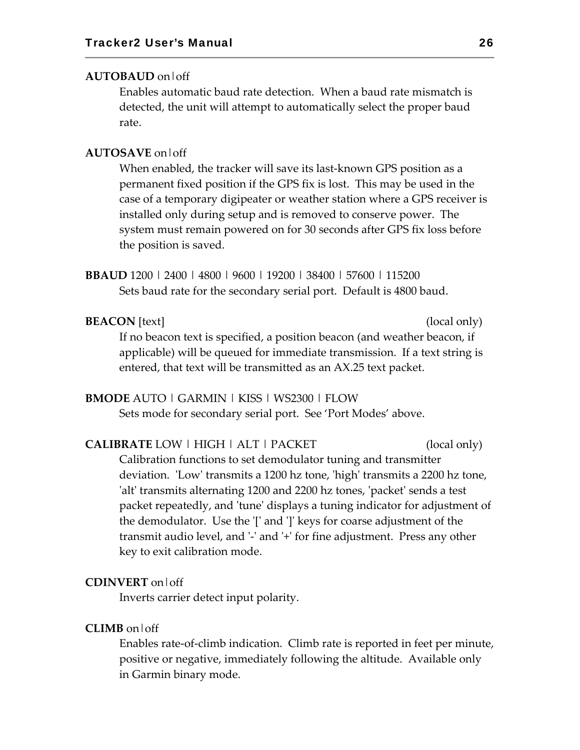**AUTOBAUD** on|off

Enables automatic baud rate detection. When a baud rate mismatch is detected, the unit will attempt to automatically select the proper baud rate.

**AUTOSAVE** on|off

When enabled, the tracker will save its last-known GPS position as a permanent fixed position if the GPS fix is lost. This may be used in the case of a temporary digipeater or weather station where a GPS receiver is installed only during setup and is removed to conserve power. The system must remain powered on for 30 seconds after GPS fix loss before the position is saved.

**BBAUD** 1200 | 2400 | 4800 | 9600 | 19200 | 38400 | 57600 | 115200

Sets baud rate for the secondary serial port. Default is 4800 baud.

**BEACON** [text] (local only)

If no beacon text is specified, a position beacon (and weather beacon, if applicable) will be queued for immediate transmission. If a text string is entered, that text will be transmitted as an AX.25 text packet.

**BMODE** AUTO | GARMIN | KISS | WS2300 | FLOW

Sets mode for secondary serial port. See 'Port Modes' above.

**CALIBRATE** LOW | HIGH | ALT | PACKET (local only)

Calibration functions to set demodulator tuning and transmitter deviation. 'Low' transmits a 1200 hz tone, 'high' transmits a 2200 hz tone, 'alt' transmits alternating 1200 and 2200 hz tones, 'packet' sends a test packet repeatedly, and 'tune' displays a tuning indicator for adjustment of the demodulator. Use the '[' and ']' keys for coarse adjustment of the transmit audio level, and '-' and '+' for fine adjustment. Press any other key to exit calibration mode.

**CDINVERT** on|off

Inverts carrier detect input polarity.

**CLIMB** on|off

Enables rate-of-climb indication. Climb rate is reported in feet per minute, positive or negative, immediately following the altitude. Available only in Garmin binary mode.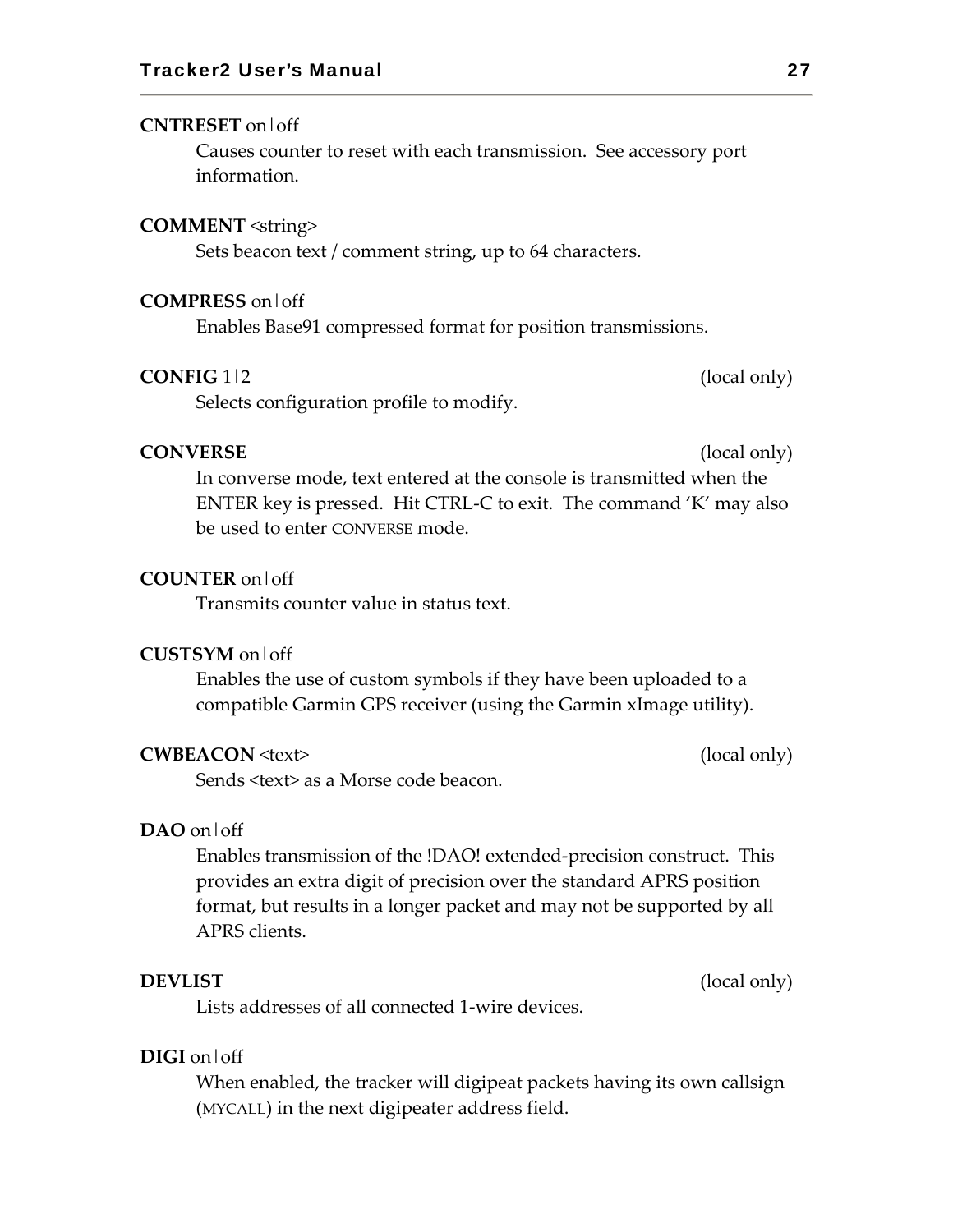**CNTRESET** on|off

Causes counter to reset with each transmission. See accessory port information.

**COMMENT** <string>

Sets beacon text / comment string, up to 64 characters.

**COMPRESS** on|off

Enables Base91 compressed format for position transmissions.

**CONFIG** 1|2 (local only)

Selects configuration profile to modify.

**CONVERSE** (local only)

In converse mode, text entered at the console is transmitted when the ENTER key is pressed. Hit CTRL-C to exit. The command 'K' may also be used to enter CONVERSE mode.

**COUNTER** on|off

Transmits counter value in status text.

**CUSTSYM** on|off

Enables the use of custom symbols if they have been uploaded to a compatible Garmin GPS receiver (using the Garmin xImage utility).

**CWBEACON** <text> (local only)

Sends <text> as a Morse code beacon.

**DAO** on|off

Enables transmission of the !DAO! extended-precision construct. This provides an extra digit of precision over the standard APRS position format, but results in a longer packet and may not be supported by all APRS clients.

**DEVLIST** (local only)

Lists addresses of all connected 1-wire devices.

**DIGI** on|off

When enabled, the tracker will digipeat packets having its own callsign (MYCALL) in the next digipeater address field.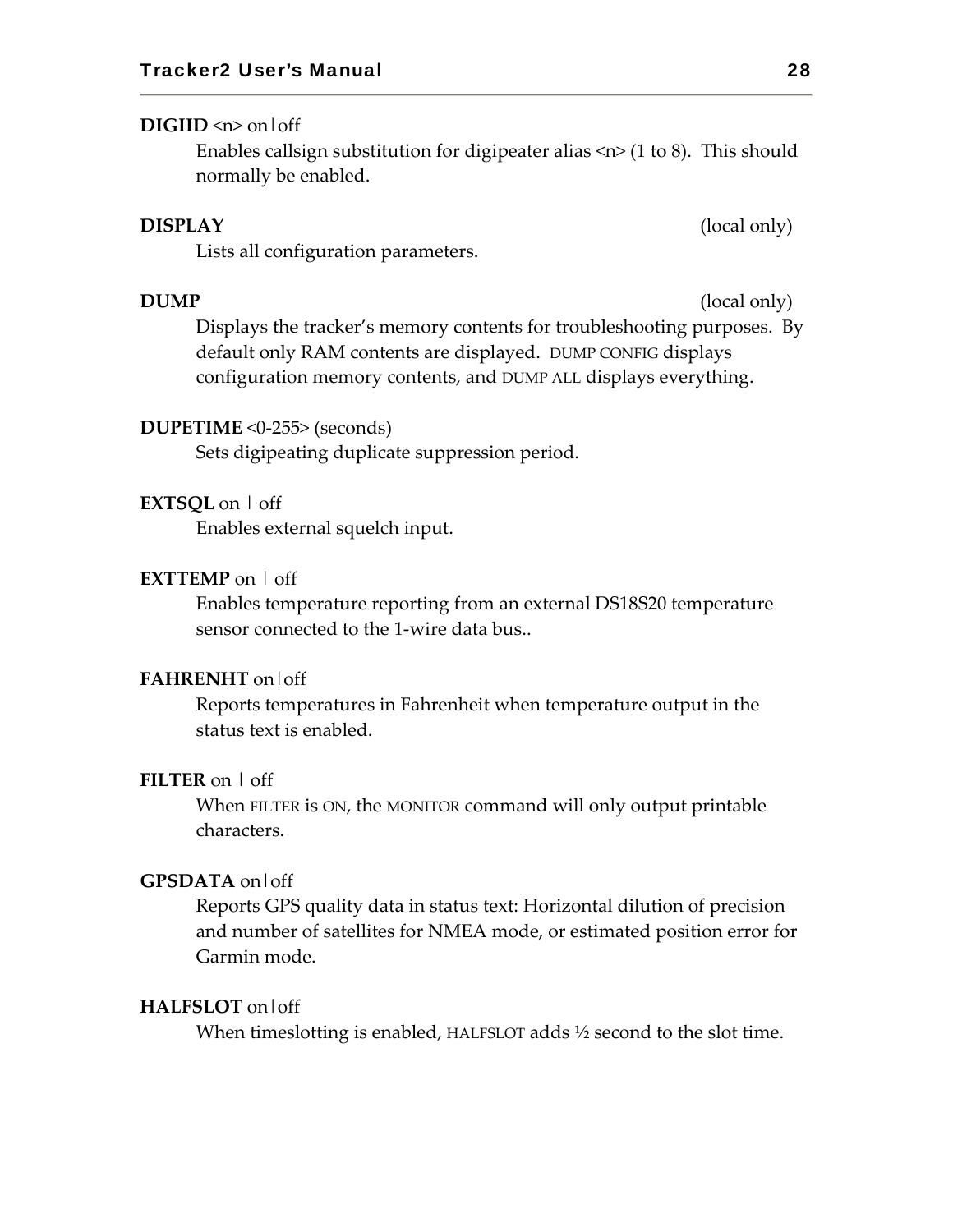**DIGIID** <n> on|off

Enables callsign substitution for digipeater alias <n> (1 to 8). This should normally be enabled.

**DISPLAY** (local only)

Lists all configuration parameters.

**DUMP** (local only)

Displays the tracker's memory contents for troubleshooting purposes. By default only RAM contents are displayed. DUMP CONFIG displays configuration memory contents, and DUMP ALL displays everything.

**DUPETIME** <0-255> (seconds)

Sets digipeating duplicate suppression period.

**EXTSQL** on | off

Enables external squelch input.

**EXTTEMP** on | off

Enables temperature reporting from an external DS18S20 temperature sensor connected to the 1-wire data bus..

**FAHRENHT** on|off

Reports temperatures in Fahrenheit when temperature output in the status text is enabled.

**FILTER** on | off

When FILTER is ON, the MONITOR command will only output printable characters.

**GPSDATA** on|off

Reports GPS quality data in status text: Horizontal dilution of precision and number of satellites for NMEA mode, or estimated position error for Garmin mode.

**HALFSLOT** on|off

When timeslotting is enabled, HALFSLOT adds ½ second to the slot time.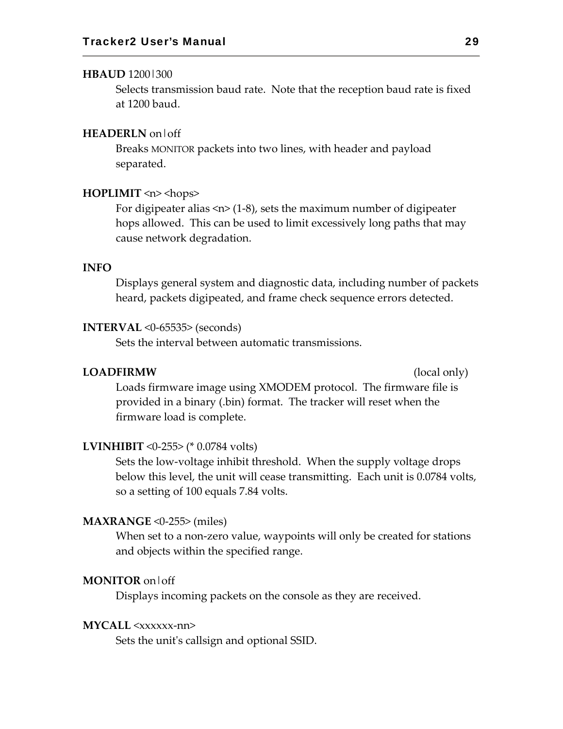**HBAUD** 1200|300

Selects transmission baud rate. Note that the reception baud rate is fixed at 1200 baud.

**HEADERLN** on|off

Breaks MONITOR packets into two lines, with header and payload separated.

**HOPLIMIT** <n> <hops>

For digipeater alias <n> (1-8), sets the maximum number of digipeater hops allowed. This can be used to limit excessively long paths that may cause network degradation.

**INFO**

Displays general system and diagnostic data, including number of packets heard, packets digipeated, and frame check sequence errors detected.

**INTERVAL** <0-65535> (seconds)

Sets the interval between automatic transmissions.

**LOADFIRMW** (local only)

Loads firmware image using XMODEM protocol. The firmware file is provided in a binary (.bin) format. The tracker will reset when the firmware load is complete.

**LVINHIBIT** <0-255> (* 0.0784 volts)

Sets the low-voltage inhibit threshold. When the supply voltage drops below this level, the unit will cease transmitting. Each unit is 0.0784 volts, so a setting of 100 equals 7.84 volts.

**MAXRANGE** <0-255> (miles)

When set to a non-zero value, waypoints will only be created for stations and objects within the specified range.

**MONITOR** on|off

Displays incoming packets on the console as they are received.

**MYCALL** <xxxxxx-nn>

Sets the unit's callsign and optional SSID.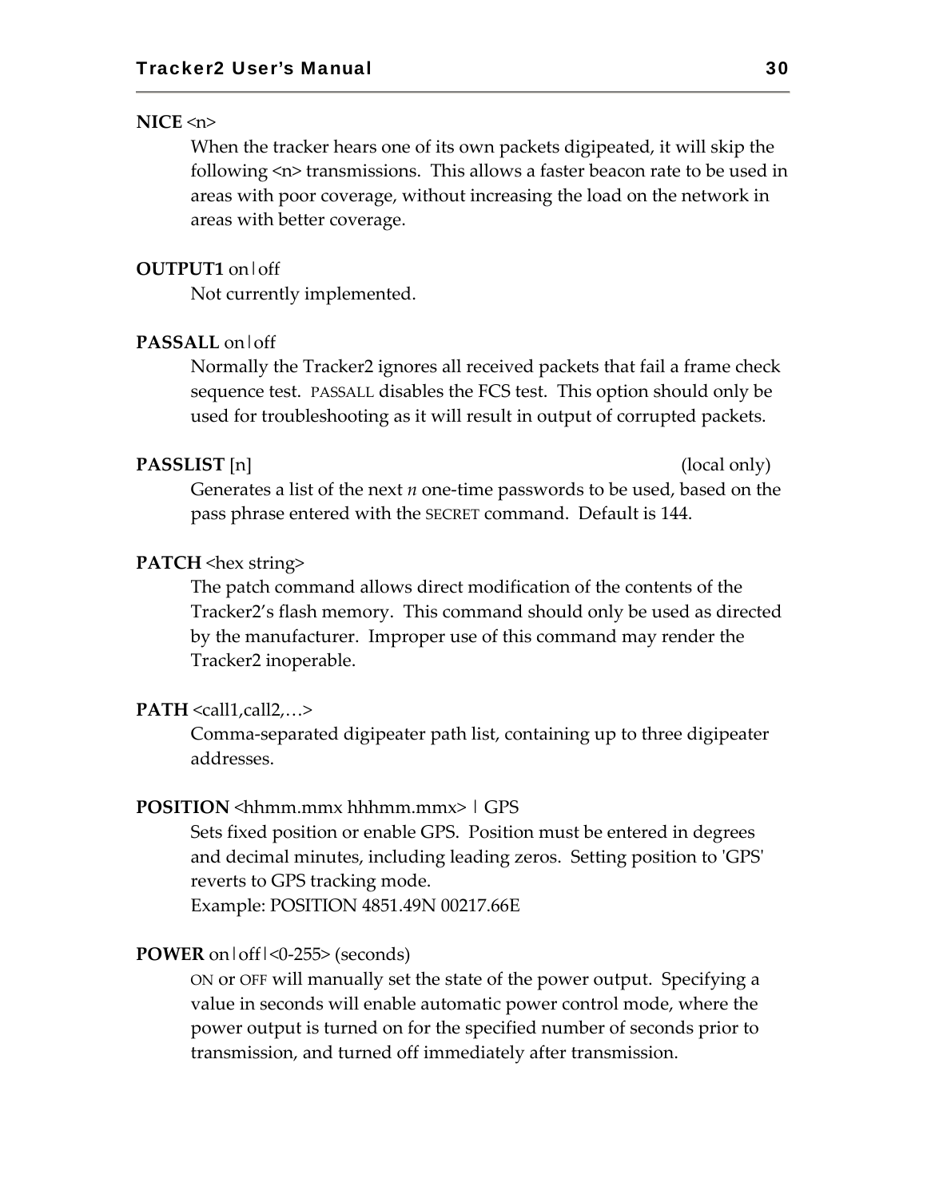**NICE** <n>

When the tracker hears one of its own packets digipeated, it will skip the following <n> transmissions. This allows a faster beacon rate to be used in areas with poor coverage, without increasing the load on the network in areas with better coverage.

**OUTPUT1** on|off

Not currently implemented.

**PASSALL** on|off

Normally the Tracker2 ignores all received packets that fail a frame check sequence test. PASSALL disables the FCS test. This option should only be used for troubleshooting as it will result in output of corrupted packets.

**PASSLIST** [n] (local only)

Generates a list of the next *n* one-time passwords to be used, based on the pass phrase entered with the SECRET command. Default is 144.

**PATCH** <hex string>

The patch command allows direct modification of the contents of the Tracker2's flash memory. This command should only be used as directed by the manufacturer. Improper use of this command may render the Tracker2 inoperable.

**PATH** <call1,call2,…>

Comma-separated digipeater path list, containing up to three digipeater addresses.

**POSITION** <hhmm.mmx hhhmm.mmx> | GPS

Sets fixed position or enable GPS. Position must be entered in degrees and decimal minutes, including leading zeros. Setting position to 'GPS' reverts to GPS tracking mode.
Example: POSITION 4851.49N 00217.66E

**POWER** on|off|<0-255> (seconds)

ON or OFF will manually set the state of the power output. Specifying a value in seconds will enable automatic power control mode, where the power output is turned on for the specified number of seconds prior to transmission, and turned off immediately after transmission.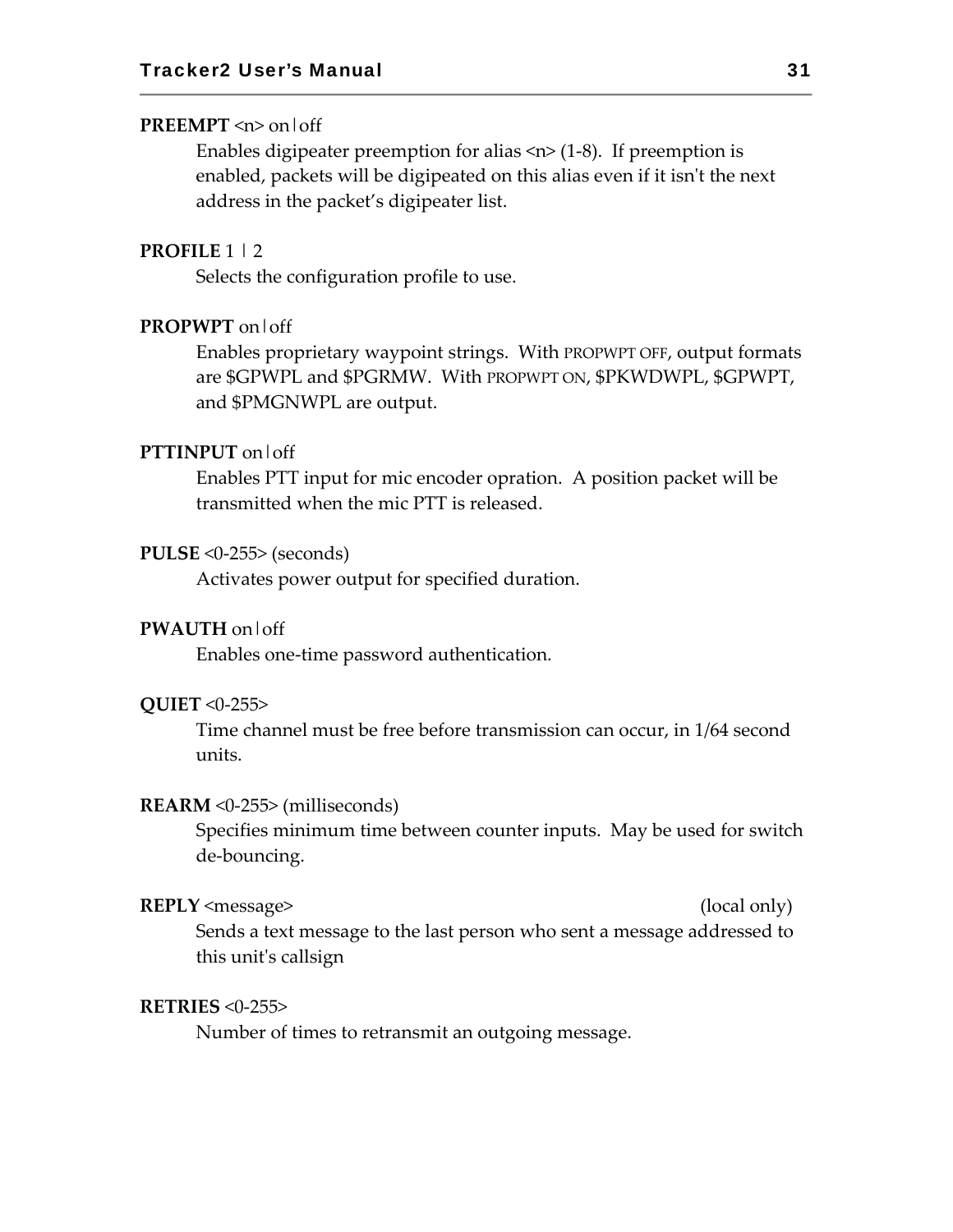**PREEMPT** <n> on|off

Enables digipeater preemption for alias <n> (1-8). If preemption is enabled, packets will be digipeated on this alias even if it isn't the next address in the packet's digipeater list.

**PROFILE** 1 | 2

Selects the configuration profile to use.

**PROPWPT** on|off

Enables proprietary waypoint strings. With PROPWPT OFF, output formats are $GPWPL and $PGRMW. With PROPWPT ON, $PKWDWPL, $GPWPT, and $PMGNWPL are output.

**PTTINPUT** on|off

Enables PTT input for mic encoder opration. A position packet will be transmitted when the mic PTT is released.

**PULSE** <0-255> (seconds)

Activates power output for specified duration.

**PWAUTH** on|off

Enables one-time password authentication.

**QUIET** <0-255>

Time channel must be free before transmission can occur, in 1/64 second units.

**REARM** <0-255> (milliseconds)

Specifies minimum time between counter inputs. May be used for switch de-bouncing.

**REPLY** <message> (local only)

Sends a text message to the last person who sent a message addressed to this unit's callsign

**RETRIES** <0-255>

Number of times to retransmit an outgoing message.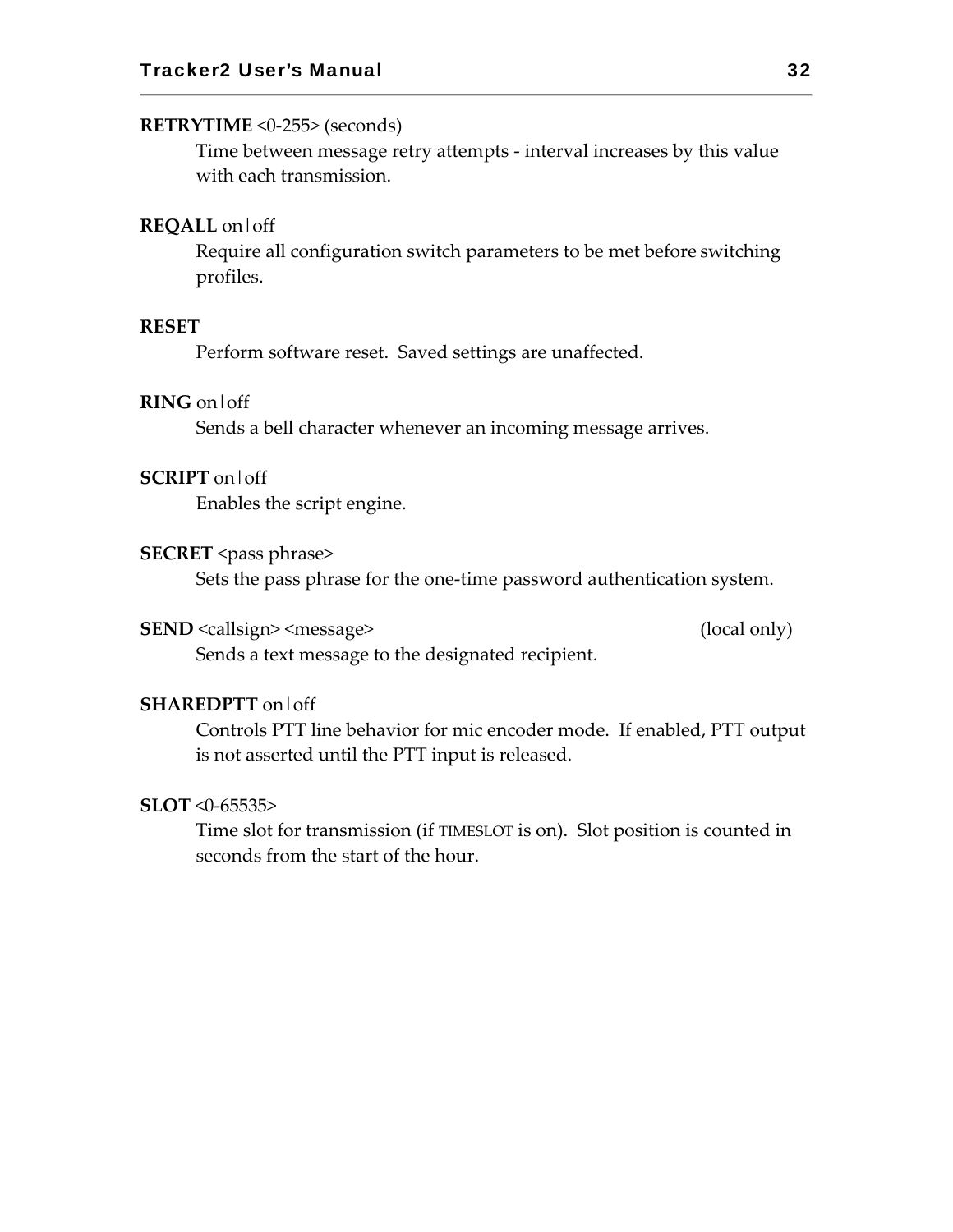**RETRYTIME** <0-255> (seconds)

Time between message retry attempts - interval increases by this value with each transmission.

**REQALL** on|off

Require all configuration switch parameters to be met before switching profiles.

**RESET**

Perform software reset. Saved settings are unaffected.

**RING** on|off

Sends a bell character whenever an incoming message arrives.

**SCRIPT** on|off

Enables the script engine.

**SECRET** <pass phrase>

Sets the pass phrase for the one-time password authentication system.

**SEND** <callsign> <message> (local only)

Sends a text message to the designated recipient.

**SHAREDPTT** on|off

Controls PTT line behavior for mic encoder mode. If enabled, PTT output is not asserted until the PTT input is released.

**SLOT** <0-65535>

Time slot for transmission (if TIMESLOT is on). Slot position is counted in seconds from the start of the hour.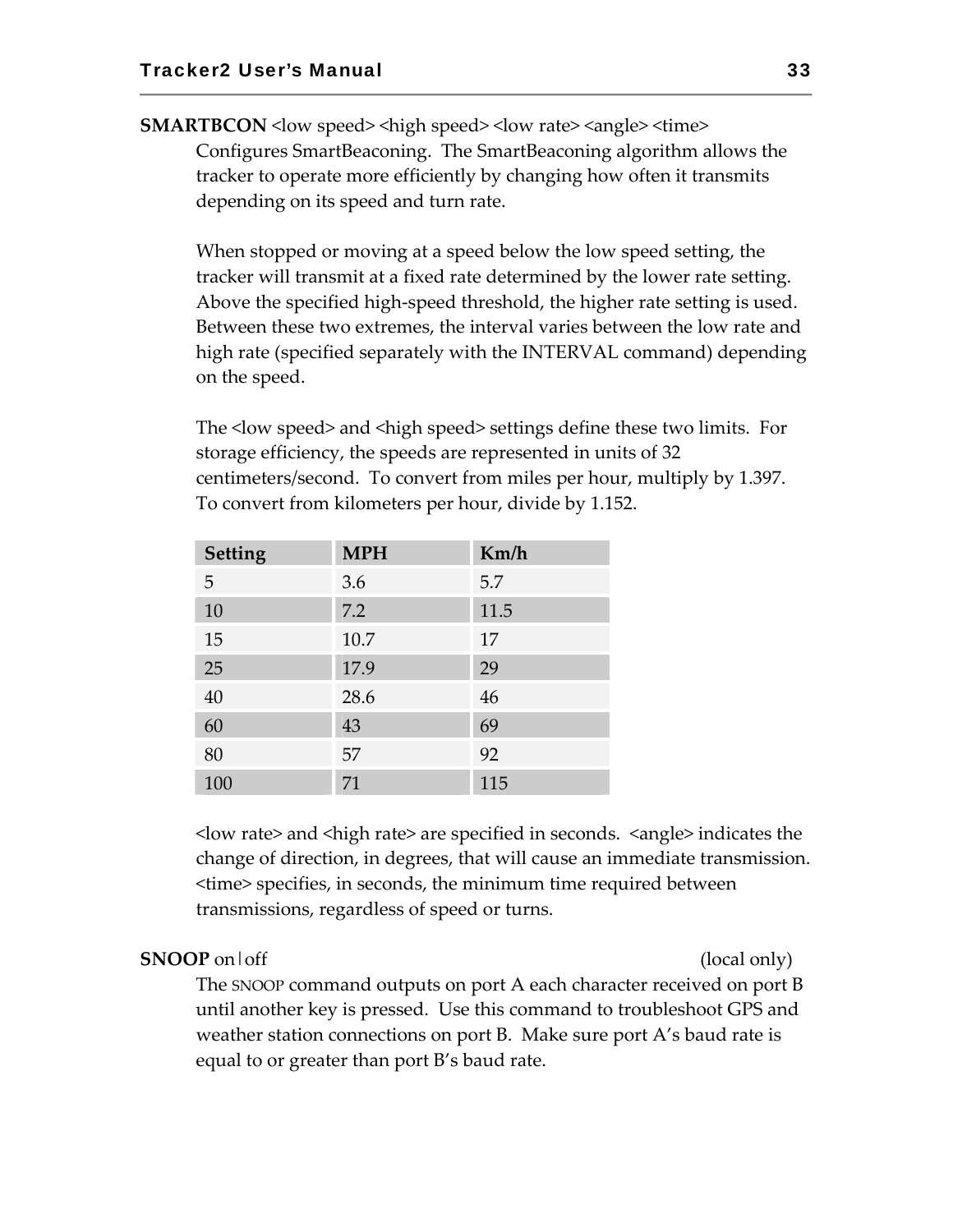**SMARTBCON** <low speed> <high speed> <low rate> <angle> <time>

Configures SmartBeaconing. The SmartBeaconing algorithm allows the tracker to operate more efficiently by changing how often it transmits depending on its speed and turn rate.

When stopped or moving at a speed below the low speed setting, the tracker will transmit at a fixed rate determined by the lower rate setting. Above the specified high-speed threshold, the higher rate setting is used. Between these two extremes, the interval varies between the low rate and high rate (specified separately with the INTERVAL command) depending on the speed.

The <low speed> and <high speed> settings define these two limits. For storage efficiency, the speeds are represented in units of 32 centimeters/second. To convert from miles per hour, multiply by 1.397. To convert from kilometers per hour, divide by 1.152.

| Setting | MPH | Km/h |
|---|---|---|
| 5 | 3.6 | 5.7 |
| 10 | 7.2 | 11.5 |
| 15 | 10.7 | 17 |
| 25 | 17.9 | 29 |
| 40 | 28.6 | 46 |
| 60 | 43 | 69 |
| 80 | 57 | 92 |
| 100 | 71 | 115 |

<low rate> and <high rate> are specified in seconds. <angle> indicates the change of direction, in degrees, that will cause an immediate transmission. <time> specifies, in seconds, the minimum time required between transmissions, regardless of speed or turns.

**SNOOP** on|off (local only)

The SNOOP command outputs on port A each character received on port B until another key is pressed. Use this command to troubleshoot GPS and weather station connections on port B. Make sure port A's baud rate is equal to or greater than port B's baud rate.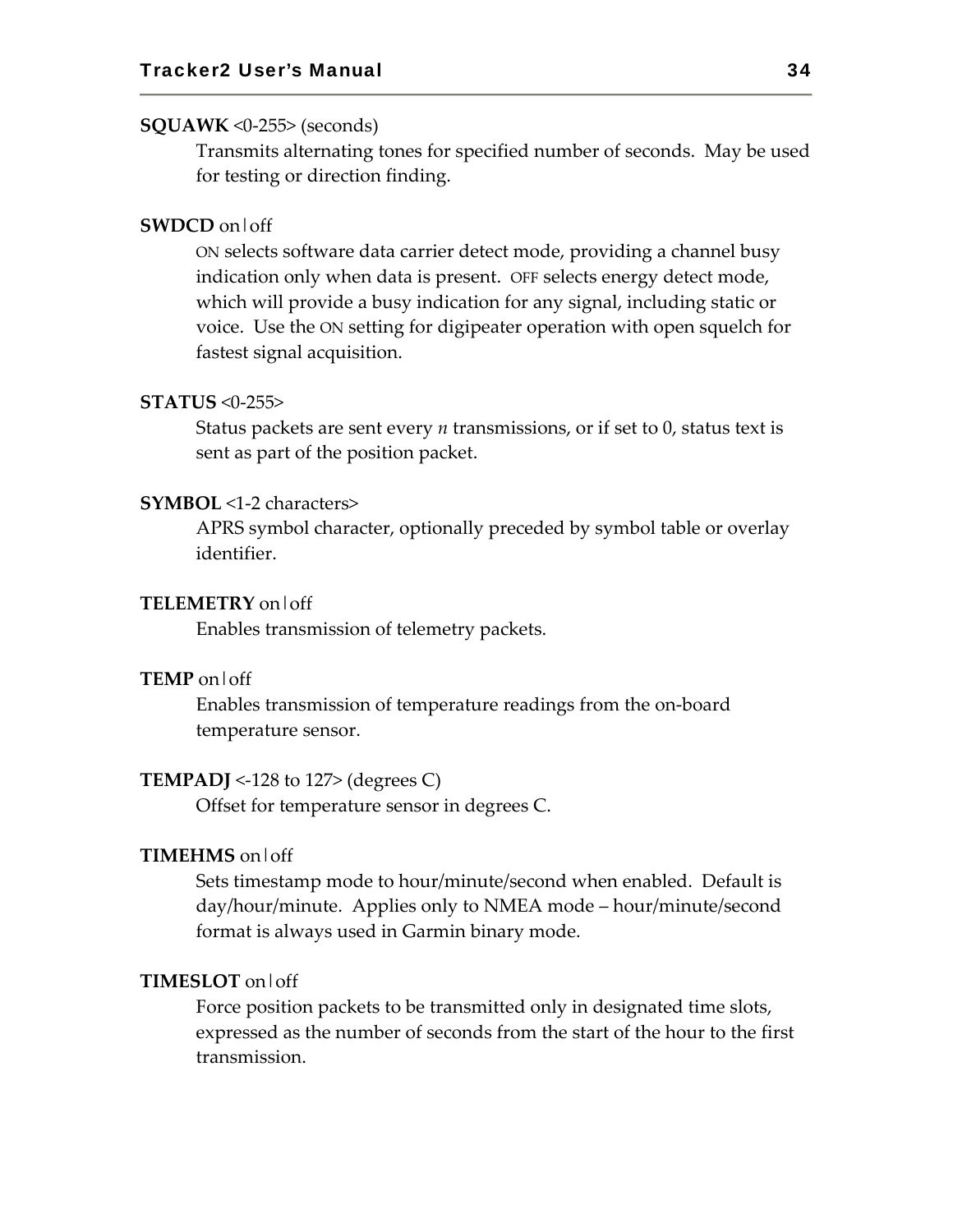**SQUAWK** <0-255> (seconds)

Transmits alternating tones for specified number of seconds. May be used for testing or direction finding.

**SWDCD** on|off

ON selects software data carrier detect mode, providing a channel busy indication only when data is present. OFF selects energy detect mode, which will provide a busy indication for any signal, including static or voice. Use the ON setting for digipeater operation with open squelch for fastest signal acquisition.

**STATUS** <0-255>

Status packets are sent every *n* transmissions, or if set to 0, status text is sent as part of the position packet.

**SYMBOL** <1-2 characters>

APRS symbol character, optionally preceded by symbol table or overlay identifier.

**TELEMETRY** on|off

Enables transmission of telemetry packets.

**TEMP** on|off

Enables transmission of temperature readings from the on-board temperature sensor.

**TEMPADJ** <-128 to 127> (degrees C)

Offset for temperature sensor in degrees C.

**TIMEHMS** on|off

Sets timestamp mode to hour/minute/second when enabled. Default is day/hour/minute. Applies only to NMEA mode – hour/minute/second format is always used in Garmin binary mode.

**TIMESLOT** on|off

Force position packets to be transmitted only in designated time slots, expressed as the number of seconds from the start of the hour to the first transmission.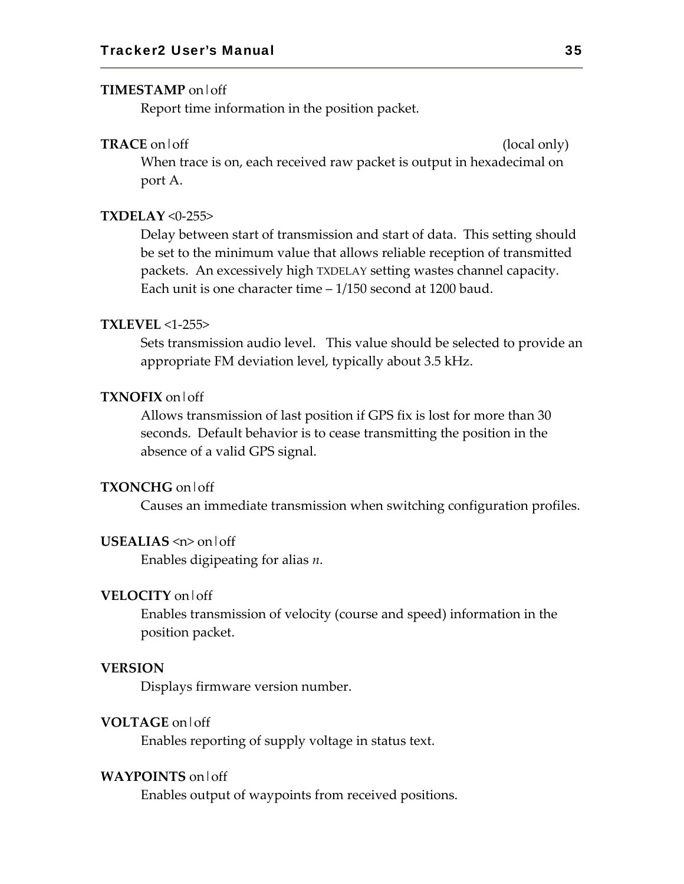**TIMESTAMP** on|off

Report time information in the position packet.

**TRACE** on|off (local only)

When trace is on, each received raw packet is output in hexadecimal on port A.

**TXDELAY** <0-255>

Delay between start of transmission and start of data. This setting should be set to the minimum value that allows reliable reception of transmitted packets. An excessively high TXDELAY setting wastes channel capacity. Each unit is one character time – 1/150 second at 1200 baud.

**TXLEVEL** <1-255>

Sets transmission audio level. This value should be selected to provide an appropriate FM deviation level, typically about 3.5 kHz.

**TXNOFIX** on|off

Allows transmission of last position if GPS fix is lost for more than 30 seconds. Default behavior is to cease transmitting the position in the absence of a valid GPS signal.

**TXONCHG** on|off

Causes an immediate transmission when switching configuration profiles.

**USEALIAS** <n> on|off

Enables digipeating for alias *n*.

**VELOCITY** on|off

Enables transmission of velocity (course and speed) information in the position packet.

**VERSION**

Displays firmware version number.

**VOLTAGE** on|off

Enables reporting of supply voltage in status text.

**WAYPOINTS** on|off

Enables output of waypoints from received positions.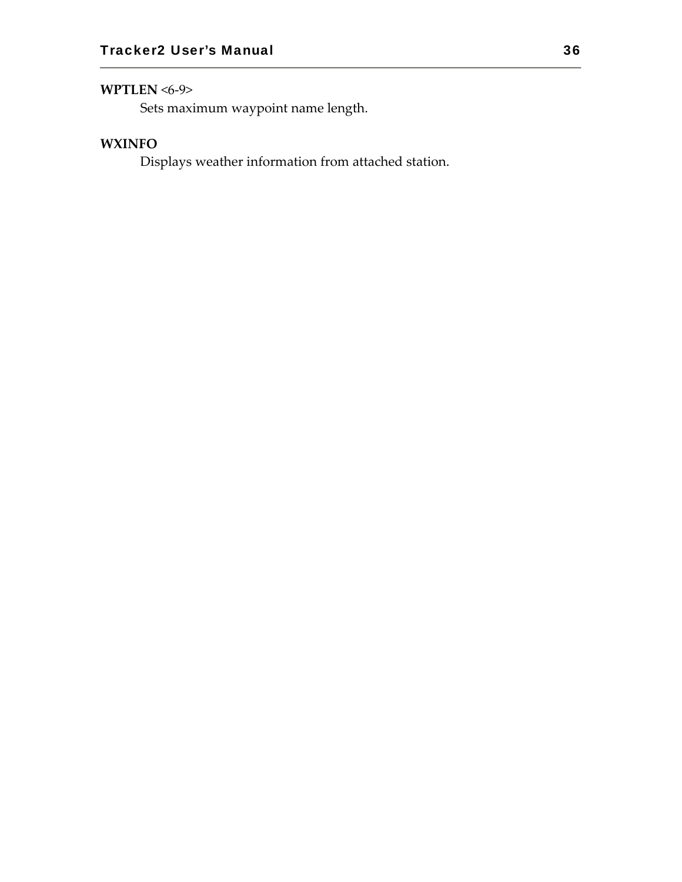**WPTLEN** <6-9>

Sets maximum waypoint name length.

**WXINFO**

Displays weather information from attached station.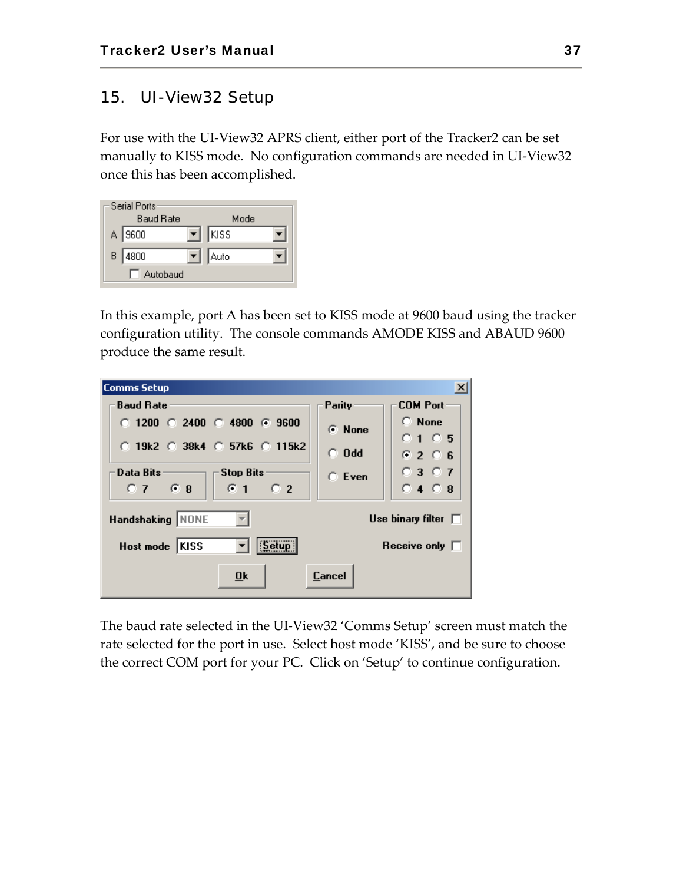## 15. UI-View32 Setup

For use with the UI-View32 APRS client, either port of the Tracker2 can be set manually to KISS mode. No configuration commands are needed in UI-View32 once this has been accomplished.

In this example, port A has been set to KISS mode at 9600 baud using the tracker configuration utility. The console commands AMODE KISS and ABAUD 9600 produce the same result.

The baud rate selected in the UI-View32 'Comms Setup' screen must match the rate selected for the port in use. Select host mode 'KISS', and be sure to choose the correct COM port for your PC. Click on 'Setup' to continue configuration.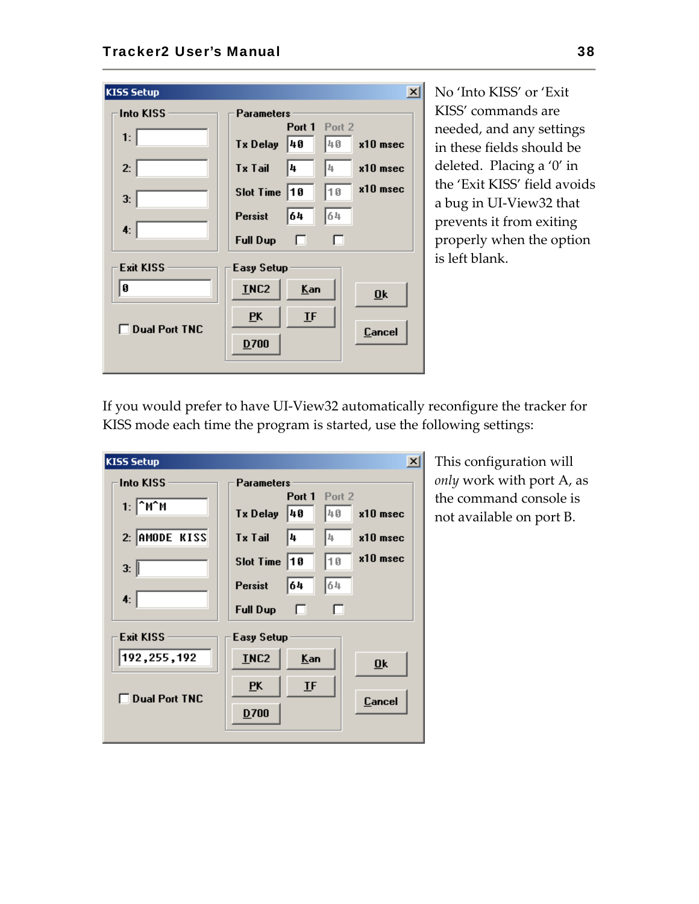**KISS Setup**

| Into KISS | |
|---|---|
| 1: | |
| 2: | |
| 3: | |
| 4: | |

| Parameters | Port 1 | Port 2 | |
|---|---|---|---|
| Tx Delay | 40 | 40 | x10 msec |
| Tx Tail | 4 | 4 | x10 msec |
| Slot Time | 10 | 10 | x10 msec |
| Persist | 64 | 64 | |
| Full Dup | ☐ | ☐ | |

Exit KISS: 0

☐ Dual Port TNC

Easy Setup: TNC2 | Kan | PK | IF | D700

Ok | Cancel

No 'Into KISS' or 'Exit KISS' commands are needed, and any settings in these fields should be deleted. Placing a '0' in the 'Exit KISS' field avoids a bug in UI-View32 that prevents it from exiting properly when the option is left blank.

If you would prefer to have UI-View32 automatically reconfigure the tracker for KISS mode each time the program is started, use the following settings:

**KISS Setup**

| Into KISS | |
|---|---|
| 1: | ^M^M |
| 2: | AMODE KISS |
| 3: | |
| 4: | |

| Parameters | Port 1 | Port 2 | |
|---|---|---|---|
| Tx Delay | 40 | 40 | x10 msec |
| Tx Tail | 4 | 4 | x10 msec |
| Slot Time | 10 | 10 | x10 msec |
| Persist | 64 | 64 | |
| Full Dup | ☐ | ☐ | |

Exit KISS: 192,255,192

☐ Dual Port TNC

Easy Setup: TNC2 | Kan | PK | IF | D700

Ok | Cancel

This configuration will *only* work with port A, as the command console is not available on port B.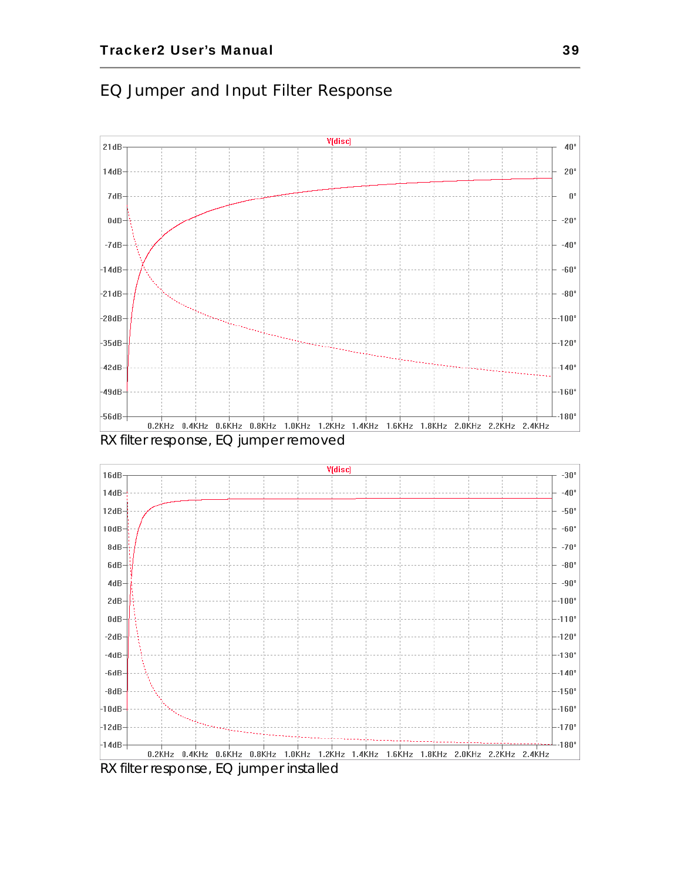## EQ Jumper and Input Filter Response

V(disc)

21dB
14dB
7dB
0dB
-7dB
-14dB
-21dB
-28dB
-35dB
-42dB
-49dB
-56dB

40°
20°
0°
-20°
-40°
-60°
-80°
-100°
-120°
-140°
-160°
-180°

0.2KHz 0.4KHz 0.6KHz 0.8KHz 1.0KHz 1.2KHz 1.4KHz 1.6KHz 1.8KHz 2.0KHz 2.2KHz 2.4KHz

RX filter response, EQ jumper removed

V(disc)

16dB
14dB
12dB
10dB
8dB
6dB
4dB
2dB
0dB
-2dB
-4dB
-6dB
-8dB
-10dB
-12dB
-14dB

-30°
-40°
-50°
-60°
-70°
-80°
-90°
-100°
-110°
-120°
-130°
-140°
-150°
-160°
-170°
-180°

0.2KHz 0.4KHz 0.6KHz 0.8KHz 1.0KHz 1.2KHz 1.4KHz 1.6KHz 1.8KHz 2.0KHz 2.2KHz 2.4KHz

RX filter response, EQ jumper installed